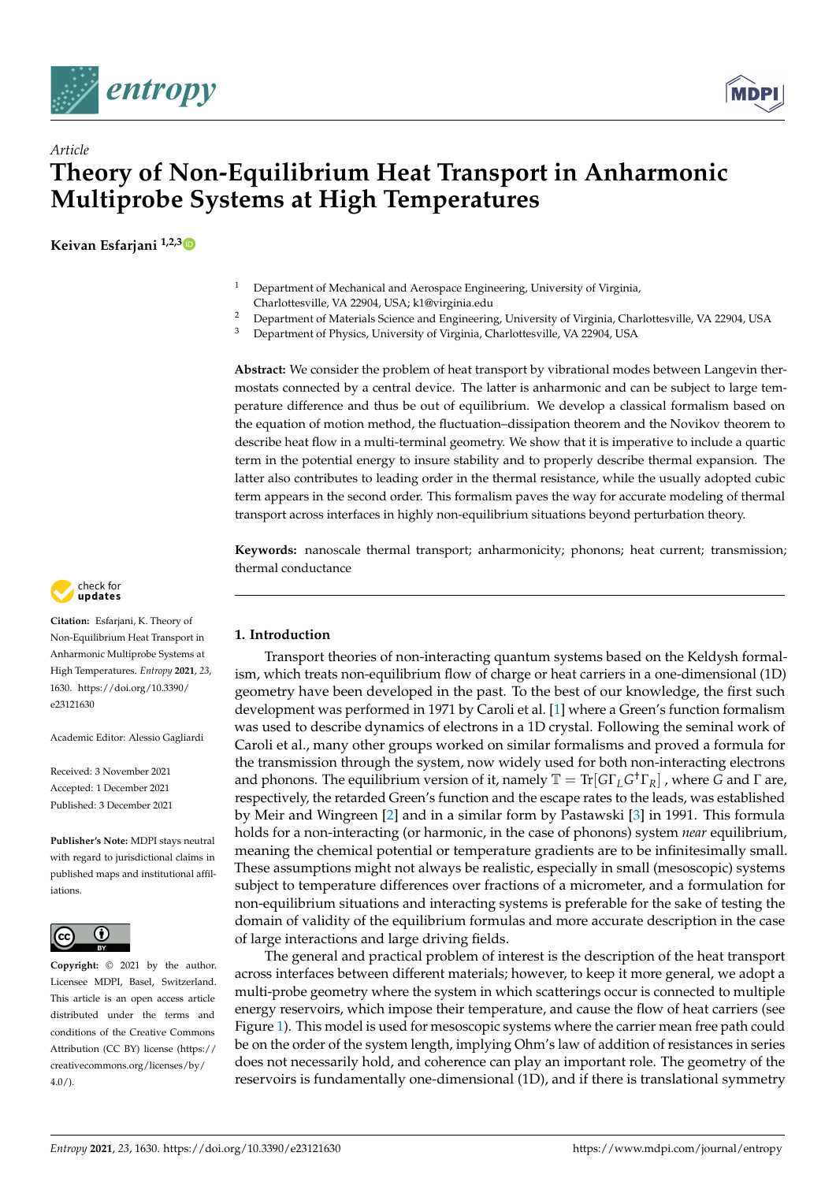*Article*

# Theory of Non-Equilibrium Heat Transport in Anharmonic Multiprobe Systems at High Temperatures

**Keivan Esfarjani** [1,2,3]

[1] Department of Mechanical and Aerospace Engineering, University of Virginia, Charlottesville, VA 22904, USA; k1@virginia.edu
[2] Department of Materials Science and Engineering, University of Virginia, Charlottesville, VA 22904, USA
[3] Department of Physics, University of Virginia, Charlottesville, VA 22904, USA

**Abstract:** We consider the problem of heat transport by vibrational modes between Langevin thermostats connected by a central device. The latter is anharmonic and can be subject to large temperature difference and thus be out of equilibrium. We develop a classical formalism based on the equation of motion method, the fluctuation–dissipation theorem and the Novikov theorem to describe heat flow in a multi-terminal geometry. We show that it is imperative to include a quartic term in the potential energy to insure stability and to properly describe thermal expansion. The latter also contributes to leading order in the thermal resistance, while the usually adopted cubic term appears in the second order. This formalism paves the way for accurate modeling of thermal transport across interfaces in highly non-equilibrium situations beyond perturbation theory.

**Keywords:** nanoscale thermal transport; anharmonicity; phonons; heat current; transmission; thermal conductance

**Citation:** Esfarjani, K. Theory of Non-Equilibrium Heat Transport in Anharmonic Multiprobe Systems at High Temperatures. *Entropy* **2021**, *23*, 1630. https://doi.org/10.3390/e23121630

Academic Editor: Alessio Gagliardi

Received: 3 November 2021
Accepted: 1 December 2021
Published: 3 December 2021

**Publisher's Note:** MDPI stays neutral with regard to jurisdictional claims in published maps and institutional affiliations.

**Copyright:** © 2021 by the author. Licensee MDPI, Basel, Switzerland. This article is an open access article distributed under the terms and conditions of the Creative Commons Attribution (CC BY) license (https://creativecommons.org/licenses/by/4.0/).

## 1. Introduction

Transport theories of non-interacting quantum systems based on the Keldysh formalism, which treats non-equilibrium flow of charge or heat carriers in a one-dimensional (1D) geometry have been developed in the past. To the best of our knowledge, the first such development was performed in 1971 by Caroli et al. [1] where a Green's function formalism was used to describe dynamics of electrons in a 1D crystal. Following the seminal work of Caroli et al., many other groups worked on similar formalisms and proved a formula for the transmission through the system, now widely used for both non-interacting electrons and phonons. The equilibrium version of it, namely $\mathbb{T} = \mathrm{Tr}[G\Gamma_L G^{\dagger}\Gamma_R]$ , where $G$ and $\Gamma$ are, respectively, the retarded Green's function and the escape rates to the leads, was established by Meir and Wingreen [2] and in a similar form by Pastawski [3] in 1991. This formula holds for a non-interacting (or harmonic, in the case of phonons) system *near* equilibrium, meaning the chemical potential or temperature gradients are to be infinitesimally small. These assumptions might not always be realistic, especially in small (mesoscopic) systems subject to temperature differences over fractions of a micrometer, and a formulation for non-equilibrium situations and interacting systems is preferable for the sake of testing the domain of validity of the equilibrium formulas and more accurate description in the case of large interactions and large driving fields.

The general and practical problem of interest is the description of the heat transport across interfaces between different materials; however, to keep it more general, we adopt a multi-probe geometry where the system in which scatterings occur is connected to multiple energy reservoirs, which impose their temperature, and cause the flow of heat carriers (see Figure 1). This model is used for mesoscopic systems where the carrier mean free path could be on the order of the system length, implying Ohm's law of addition of resistances in series does not necessarily hold, and coherence can play an important role. The geometry of the reservoirs is fundamentally one-dimensional (1D), and if there is translational symmetry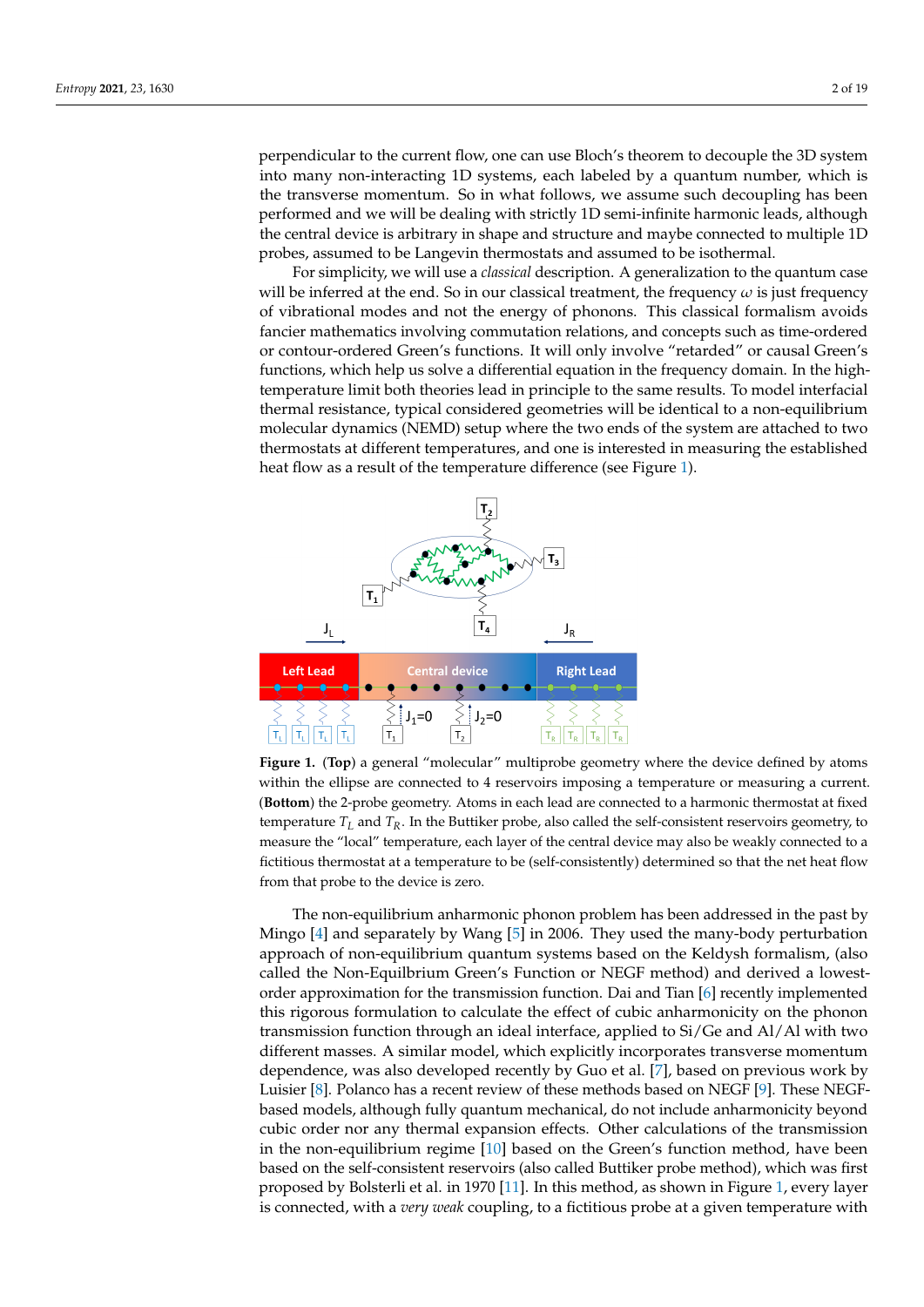perpendicular to the current flow, one can use Bloch's theorem to decouple the 3D system into many non-interacting 1D systems, each labeled by a quantum number, which is the transverse momentum. So in what follows, we assume such decoupling has been performed and we will be dealing with strictly 1D semi-infinite harmonic leads, although the central device is arbitrary in shape and structure and maybe connected to multiple 1D probes, assumed to be Langevin thermostats and assumed to be isothermal.

For simplicity, we will use a *classical* description. A generalization to the quantum case will be inferred at the end. So in our classical treatment, the frequency $\omega$ is just frequency of vibrational modes and not the energy of phonons. This classical formalism avoids fancier mathematics involving commutation relations, and concepts such as time-ordered or contour-ordered Green's functions. It will only involve "retarded" or causal Green's functions, which help us solve a differential equation in the frequency domain. In the high-temperature limit both theories lead in principle to the same results. To model interfacial thermal resistance, typical considered geometries will be identical to a non-equilibrium molecular dynamics (NEMD) setup where the two ends of the system are attached to two thermostats at different temperatures, and one is interested in measuring the established heat flow as a result of the temperature difference (see Figure 1).

**Figure 1.** (**Top**) a general "molecular" multiprobe geometry where the device defined by atoms within the ellipse are connected to 4 reservoirs imposing a temperature or measuring a current. (**Bottom**) the 2-probe geometry. Atoms in each lead are connected to a harmonic thermostat at fixed temperature $T_L$ and $T_R$. In the Buttiker probe, also called the self-consistent reservoirs geometry, to measure the "local" temperature, each layer of the central device may also be weakly connected to a fictitious thermostat at a temperature to be (self-consistently) determined so that the net heat flow from that probe to the device is zero.

The non-equilibrium anharmonic phonon problem has been addressed in the past by Mingo [4] and separately by Wang [5] in 2006. They used the many-body perturbation approach of non-equilibrium quantum systems based on the Keldysh formalism, (also called the Non-Equilbrium Green's Function or NEGF method) and derived a lowest-order approximation for the transmission function. Dai and Tian [6] recently implemented this rigorous formulation to calculate the effect of cubic anharmonicity on the phonon transmission function through an ideal interface, applied to Si/Ge and Al/Al with two different masses. A similar model, which explicitly incorporates transverse momentum dependence, was also developed recently by Guo et al. [7], based on previous work by Luisier [8]. Polanco has a recent review of these methods based on NEGF [9]. These NEGF-based models, although fully quantum mechanical, do not include anharmonicity beyond cubic order nor any thermal expansion effects. Other calculations of the transmission in the non-equilibrium regime [10] based on the Green's function method, have been based on the self-consistent reservoirs (also called Buttiker probe method), which was first proposed by Bolsterli et al. in 1970 [11]. In this method, as shown in Figure 1, every layer is connected, with a *very weak* coupling, to a fictitious probe at a given temperature with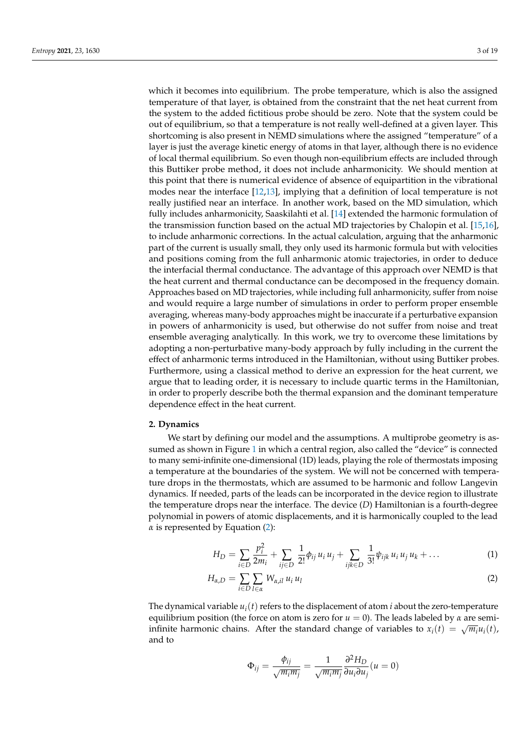which it becomes into equilibrium. The probe temperature, which is also the assigned temperature of that layer, is obtained from the constraint that the net heat current from the system to the added fictitious probe should be zero. Note that the system could be out of equilibrium, so that a temperature is not really well-defined at a given layer. This shortcoming is also present in NEMD simulations where the assigned "temperature" of a layer is just the average kinetic energy of atoms in that layer, although there is no evidence of local thermal equilibrium. So even though non-equilibrium effects are included through this Buttiker probe method, it does not include anharmonicity. We should mention at this point that there is numerical evidence of absence of equipartition in the vibrational modes near the interface [12,13], implying that a definition of local temperature is not really justified near an interface. In another work, based on the MD simulation, which fully includes anharmonicity, Saaskilahti et al. [14] extended the harmonic formulation of the transmission function based on the actual MD trajectories by Chalopin et al. [15,16], to include anharmonic corrections. In the actual calculation, arguing that the anharmonic part of the current is usually small, they only used its harmonic formula but with velocities and positions coming from the full anharmonic atomic trajectories, in order to deduce the interfacial thermal conductance. The advantage of this approach over NEMD is that the heat current and thermal conductance can be decomposed in the frequency domain. Approaches based on MD trajectories, while including full anharmonicity, suffer from noise and would require a large number of simulations in order to perform proper ensemble averaging, whereas many-body approaches might be inaccurate if a perturbative expansion in powers of anharmonicity is used, but otherwise do not suffer from noise and treat ensemble averaging analytically. In this work, we try to overcome these limitations by adopting a non-perturbative many-body approach by fully including in the current the effect of anharmonic terms introduced in the Hamiltonian, without using Buttiker probes. Furthermore, using a classical method to derive an expression for the heat current, we argue that to leading order, it is necessary to include quartic terms in the Hamiltonian, in order to properly describe both the thermal expansion and the dominant temperature dependence effect in the heat current.

## 2. Dynamics

We start by defining our model and the assumptions. A multiprobe geometry is assumed as shown in Figure 1 in which a central region, also called the "device" is connected to many semi-infinite one-dimensional (1D) leads, playing the role of thermostats imposing a temperature at the boundaries of the system. We will not be concerned with temperature drops in the thermostats, which are assumed to be harmonic and follow Langevin dynamics. If needed, parts of the leads can be incorporated in the device region to illustrate the temperature drops near the interface. The device ($D$) Hamiltonian is a fourth-degree polynomial in powers of atomic displacements, and it is harmonically coupled to the lead $\alpha$ is represented by Equation (2):

$$H_D = \sum_{i \in D} \frac{p_i^2}{2m_i} + \sum_{ij \in D} \frac{1}{2!} \phi_{ij}\, u_i\, u_j + \sum_{ijk \in D} \frac{1}{3!} \psi_{ijk}\, u_i\, u_j\, u_k + \dots \tag{1}$$

$$H_{\alpha,D} = \sum_{i \in D} \sum_{l \in \alpha} W_{\alpha,il}\, u_i\, u_l \tag{2}$$

The dynamical variable $u_i(t)$ refers to the displacement of atom $i$ about the zero-temperature equilibrium position (the force on atom is zero for $u = 0$). The leads labeled by $\alpha$ are semi-infinite harmonic chains. After the standard change of variables to $x_i(t) = \sqrt{m_i} u_i(t)$, and to

$$\Phi_{ij} = \frac{\phi_{ij}}{\sqrt{m_i m_j}} = \frac{1}{\sqrt{m_i m_j}} \frac{\partial^2 H_D}{\partial u_i \partial u_j}(u = 0)$$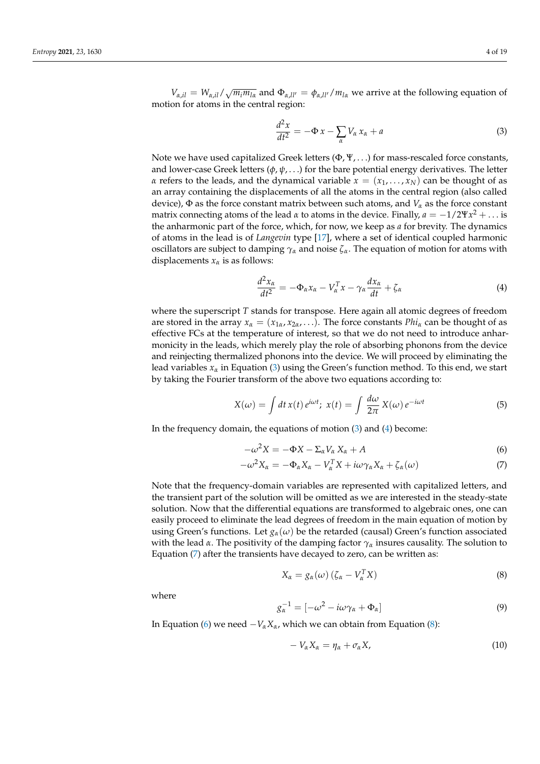$V_{\alpha,il} = W_{\alpha,il}/\sqrt{m_i m_{l\alpha}}$ and $\Phi_{\alpha,ll'} = \phi_{\alpha,ll'}/m_{l\alpha}$ we arrive at the following equation of motion for atoms in the central region:

$$\frac{d^2x}{dt^2} = -\Phi\, x - \sum_\alpha V_\alpha\, x_\alpha + a \tag{3}$$

Note we have used capitalized Greek letters ($\Phi, \Psi, \ldots$) for mass-rescaled force constants, and lower-case Greek letters ($\phi, \psi, \ldots$) for the bare potential energy derivatives. The letter $\alpha$ refers to the leads, and the dynamical variable $x = (x_1, \ldots, x_N)$ can be thought of as an array containing the displacements of all the atoms in the central region (also called device), $\Phi$ as the force constant matrix between such atoms, and $V_\alpha$ as the force constant matrix connecting atoms of the lead $\alpha$ to atoms in the device. Finally, $a = -1/2\Psi x^2 + \ldots$ is the anharmonic part of the force, which, for now, we keep as $a$ for brevity. The dynamics of atoms in the lead is of *Langevin* type [17], where a set of identical coupled harmonic oscillators are subject to damping $\gamma_\alpha$ and noise $\zeta_\alpha$. The equation of motion for atoms with displacements $x_\alpha$ is as follows:

$$\frac{d^2x_\alpha}{dt^2} = -\Phi_\alpha x_\alpha - V_\alpha^T x - \gamma_\alpha \frac{dx_\alpha}{dt} + \zeta_\alpha \tag{4}$$

where the superscript $T$ stands for transpose. Here again all atomic degrees of freedom are stored in the array $x_\alpha = (x_{1\alpha}, x_{2\alpha}, \ldots)$. The force constants $Phi_\alpha$ can be thought of as effective FCs at the temperature of interest, so that we do not need to introduce anharmonicity in the leads, which merely play the role of absorbing phonons from the device and reinjecting thermalized phonons into the device. We will proceed by eliminating the lead variables $x_\alpha$ in Equation (3) using the Green's function method. To this end, we start by taking the Fourier transform of the above two equations according to:

$$X(\omega) = \int dt\, x(t)\, e^{i\omega t};\; x(t) = \int \frac{d\omega}{2\pi}\, X(\omega)\, e^{-i\omega t} \tag{5}$$

In the frequency domain, the equations of motion (3) and (4) become:

$$-\omega^2 X = -\Phi X - \Sigma_\alpha V_\alpha\, X_\alpha + A \tag{6}$$

$$-\omega^2 X_\alpha = -\Phi_\alpha X_\alpha - V_\alpha^T X + i\omega\gamma_\alpha X_\alpha + \zeta_\alpha(\omega) \tag{7}$$

Note that the frequency-domain variables are represented with capitalized letters, and the transient part of the solution will be omitted as we are interested in the steady-state solution. Now that the differential equations are transformed to algebraic ones, one can easily proceed to eliminate the lead degrees of freedom in the main equation of motion by using Green's functions. Let $g_\alpha(\omega)$ be the retarded (causal) Green's function associated with the lead $\alpha$. The positivity of the damping factor $\gamma_\alpha$ insures causality. The solution to Equation (7) after the transients have decayed to zero, can be written as:

$$X_\alpha = g_\alpha(\omega)\,(\zeta_\alpha - V_\alpha^T X) \tag{8}$$

where

$$g_\alpha^{-1} = [-\omega^2 - i\omega\gamma_\alpha + \Phi_\alpha] \tag{9}$$

In Equation (6) we need $-V_\alpha X_\alpha$, which we can obtain from Equation (8):

$$-V_\alpha X_\alpha = \eta_\alpha + \sigma_\alpha X, \tag{10}$$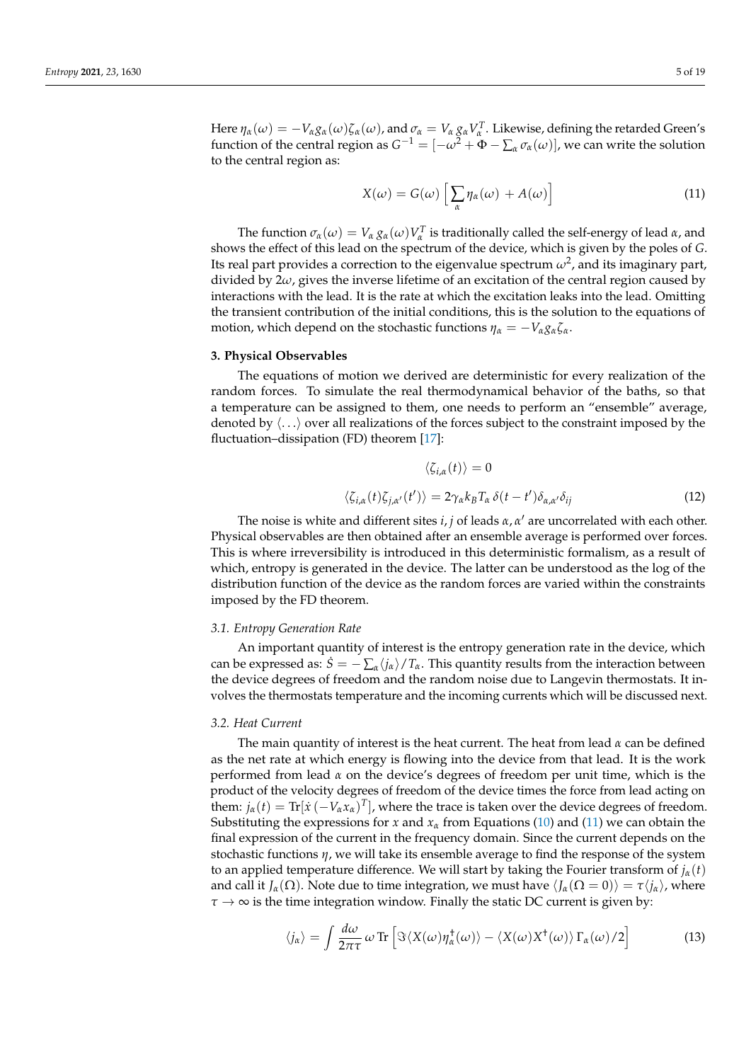Here $\eta_\alpha(\omega) = -V_\alpha g_\alpha(\omega)\zeta_\alpha(\omega)$, and $\sigma_\alpha = V_\alpha\, g_\alpha V_\alpha^T$. Likewise, defining the retarded Green's function of the central region as $G^{-1} = [-\omega^2 + \Phi - \sum_\alpha \sigma_\alpha(\omega)]$, we can write the solution to the central region as:

$$X(\omega) = G(\omega)\Big[\sum_\alpha \eta_\alpha(\omega) + A(\omega)\Big] \tag{11}$$

The function $\sigma_\alpha(\omega) = V_\alpha\, g_\alpha(\omega) V_\alpha^T$ is traditionally called the self-energy of lead $\alpha$, and shows the effect of this lead on the spectrum of the device, which is given by the poles of $G$. Its real part provides a correction to the eigenvalue spectrum $\omega^2$, and its imaginary part, divided by $2\omega$, gives the inverse lifetime of an excitation of the central region caused by interactions with the lead. It is the rate at which the excitation leaks into the lead. Omitting the transient contribution of the initial conditions, this is the solution to the equations of motion, which depend on the stochastic functions $\eta_\alpha = -V_\alpha g_\alpha \zeta_\alpha$.

## 3. Physical Observables

The equations of motion we derived are deterministic for every realization of the random forces. To simulate the real thermodynamical behavior of the baths, so that a temperature can be assigned to them, one needs to perform an "ensemble" average, denoted by $\langle \ldots \rangle$ over all realizations of the forces subject to the constraint imposed by the fluctuation–dissipation (FD) theorem [17]:

$$\langle \zeta_{i,\alpha}(t) \rangle = 0$$

$$\langle \zeta_{i,\alpha}(t)\zeta_{j,\alpha'}(t') \rangle = 2\gamma_\alpha k_B T_\alpha\, \delta(t-t')\delta_{\alpha,\alpha'}\delta_{ij} \tag{12}$$

The noise is white and different sites $i,j$ of leads $\alpha, \alpha'$ are uncorrelated with each other. Physical observables are then obtained after an ensemble average is performed over forces. This is where irreversibility is introduced in this deterministic formalism, as a result of which, entropy is generated in the device. The latter can be understood as the log of the distribution function of the device as the random forces are varied within the constraints imposed by the FD theorem.

### 3.1. Entropy Generation Rate

An important quantity of interest is the entropy generation rate in the device, which can be expressed as: $\dot{S} = -\sum_\alpha \langle j_\alpha \rangle / T_\alpha$. This quantity results from the interaction between the device degrees of freedom and the random noise due to Langevin thermostats. It involves the thermostats temperature and the incoming currents which will be discussed next.

### 3.2. Heat Current

The main quantity of interest is the heat current. The heat from lead $\alpha$ can be defined as the net rate at which energy is flowing into the device from that lead. It is the work performed from lead $\alpha$ on the device's degrees of freedom per unit time, which is the product of the velocity degrees of freedom of the device times the force from lead acting on them: $j_\alpha(t) = \mathrm{Tr}[\dot{x}\,(-V_\alpha x_\alpha)^T]$, where the trace is taken over the device degrees of freedom. Substituting the expressions for $x$ and $x_\alpha$ from Equations (10) and (11) we can obtain the final expression of the current in the frequency domain. Since the current depends on the stochastic functions $\eta$, we will take its ensemble average to find the response of the system to an applied temperature difference. We will start by taking the Fourier transform of $j_\alpha(t)$ and call it $J_\alpha(\Omega)$. Note due to time integration, we must have $\langle J_\alpha(\Omega = 0) \rangle = \tau \langle j_\alpha \rangle$, where $\tau \to \infty$ is the time integration window. Finally the static DC current is given by:

$$\langle j_\alpha \rangle = \int \frac{d\omega}{2\pi\tau}\, \omega\, \mathrm{Tr}\Big[\Im \langle X(\omega)\eta_\alpha^\dagger(\omega) \rangle - \langle X(\omega) X^\dagger(\omega) \rangle\, \Gamma_\alpha(\omega)/2\Big] \tag{13}$$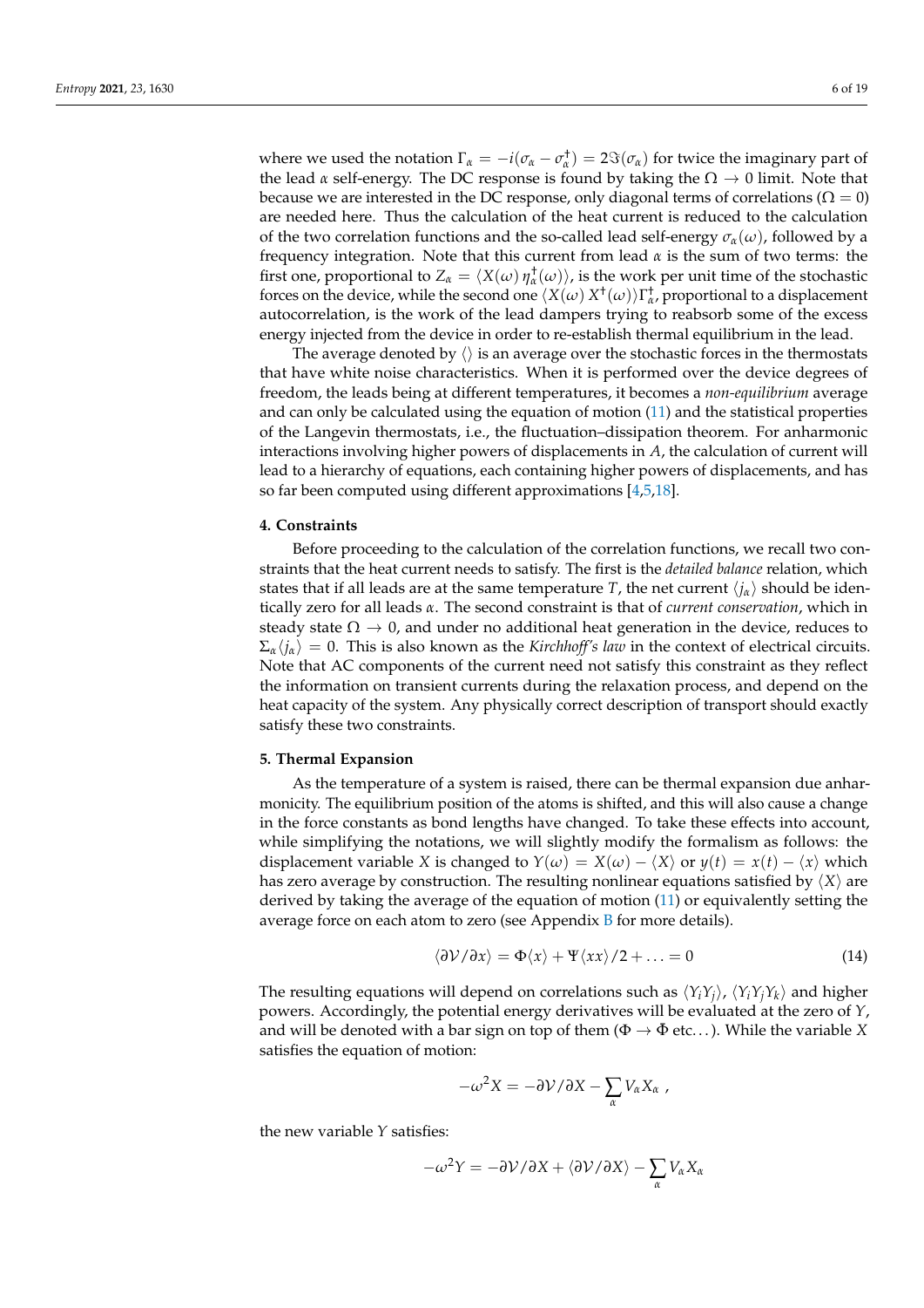where we used the notation $\Gamma_\alpha = -i(\sigma_\alpha - \sigma_\alpha^\dagger) = 2\Im(\sigma_\alpha)$ for twice the imaginary part of the lead $\alpha$ self-energy. The DC response is found by taking the $\Omega \to 0$ limit. Note that because we are interested in the DC response, only diagonal terms of correlations ($\Omega = 0$) are needed here. Thus the calculation of the heat current is reduced to the calculation of the two correlation functions and the so-called lead self-energy $\sigma_\alpha(\omega)$, followed by a frequency integration. Note that this current from lead $\alpha$ is the sum of two terms: the first one, proportional to $Z_\alpha = \langle X(\omega)\, \eta_\alpha^\dagger(\omega) \rangle$, is the work per unit time of the stochastic forces on the device, while the second one $\langle X(\omega)\, X^\dagger(\omega) \rangle \Gamma_\alpha^\dagger$, proportional to a displacement autocorrelation, is the work of the lead dampers trying to reabsorb some of the excess energy injected from the device in order to re-establish thermal equilibrium in the lead.

The average denoted by $\langle \rangle$ is an average over the stochastic forces in the thermostats that have white noise characteristics. When it is performed over the device degrees of freedom, the leads being at different temperatures, it becomes a *non-equilibrium* average and can only be calculated using the equation of motion (11) and the statistical properties of the Langevin thermostats, i.e., the fluctuation–dissipation theorem. For anharmonic interactions involving higher powers of displacements in $A$, the calculation of current will lead to a hierarchy of equations, each containing higher powers of displacements, and has so far been computed using different approximations [4,5,18].

## 4. Constraints

Before proceeding to the calculation of the correlation functions, we recall two constraints that the heat current needs to satisfy. The first is the *detailed balance* relation, which states that if all leads are at the same temperature $T$, the net current $\langle j_\alpha \rangle$ should be identically zero for all leads $\alpha$. The second constraint is that of *current conservation*, which in steady state $\Omega \to 0$, and under no additional heat generation in the device, reduces to $\Sigma_\alpha \langle j_\alpha \rangle = 0$. This is also known as the *Kirchhoff's law* in the context of electrical circuits. Note that AC components of the current need not satisfy this constraint as they reflect the information on transient currents during the relaxation process, and depend on the heat capacity of the system. Any physically correct description of transport should exactly satisfy these two constraints.

## 5. Thermal Expansion

As the temperature of a system is raised, there can be thermal expansion due anharmonicity. The equilibrium position of the atoms is shifted, and this will also cause a change in the force constants as bond lengths have changed. To take these effects into account, while simplifying the notations, we will slightly modify the formalism as follows: the displacement variable $X$ is changed to $Y(\omega) = X(\omega) - \langle X \rangle$ or $y(t) = x(t) - \langle x \rangle$ which has zero average by construction. The resulting nonlinear equations satisfied by $\langle X \rangle$ are derived by taking the average of the equation of motion (11) or equivalently setting the average force on each atom to zero (see Appendix B for more details).

$$\langle \partial \mathcal{V}/\partial x \rangle = \Phi \langle x \rangle + \Psi \langle xx \rangle/2 + \ldots = 0 \tag{14}$$

The resulting equations will depend on correlations such as $\langle Y_i Y_j \rangle$, $\langle Y_i Y_j Y_k \rangle$ and higher powers. Accordingly, the potential energy derivatives will be evaluated at the zero of $Y$, and will be denoted with a bar sign on top of them ($\Phi \to \bar{\Phi}$ etc...). While the variable $X$ satisfies the equation of motion:

$$-\omega^2 X = -\partial \mathcal{V}/\partial X - \sum_\alpha V_\alpha X_\alpha \ ,$$

the new variable $Y$ satisfies:

$$-\omega^2 Y = -\partial \mathcal{V}/\partial X + \langle \partial \mathcal{V}/\partial X \rangle - \sum_\alpha V_\alpha X_\alpha$$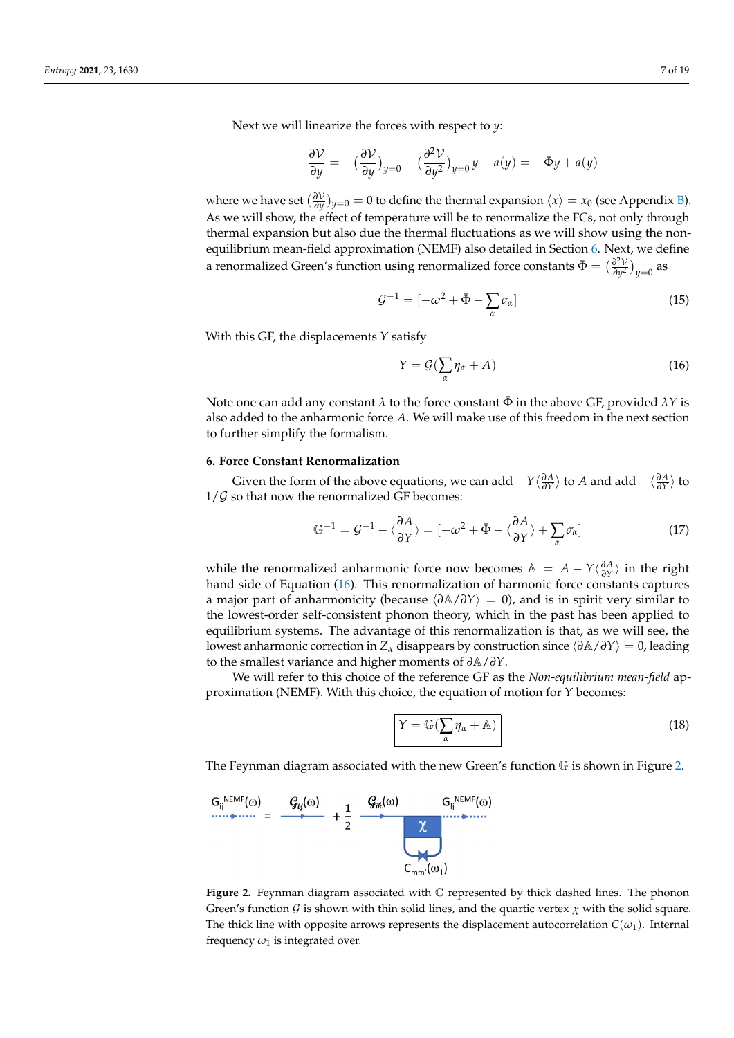Next we will linearize the forces with respect to $y$:

$$-\frac{\partial \mathcal{V}}{\partial y} = -(\frac{\partial \mathcal{V}}{\partial y})_{y=0} - (\frac{\partial^2 \mathcal{V}}{\partial y^2})_{y=0}\, y + a(y) = -\bar{\Phi} y + a(y)$$

where we have set $(\frac{\partial \mathcal{V}}{\partial y})_{y=0} = 0$ to define the thermal expansion $\langle x \rangle = x_0$ (see Appendix B). As we will show, the effect of temperature will be to renormalize the FCs, not only through thermal expansion but also due the thermal fluctuations as we will show using the non-equilibrium mean-field approximation (NEMF) also detailed in Section 6. Next, we define a renormalized Green's function using renormalized force constants $\bar{\Phi} = (\frac{\partial^2 \mathcal{V}}{\partial y^2})_{y=0}$ as

$$\mathcal{G}^{-1} = [-\omega^2 + \bar{\Phi} - \sum_\alpha \sigma_\alpha] \tag{15}$$

With this GF, the displacements $Y$ satisfy

$$Y = \mathcal{G}(\sum_\alpha \eta_\alpha + A) \tag{16}$$

Note one can add any constant $\lambda$ to the force constant $\bar{\Phi}$ in the above GF, provided $\lambda Y$ is also added to the anharmonic force $A$. We will make use of this freedom in the next section to further simplify the formalism.

## 6. Force Constant Renormalization

Given the form of the above equations, we can add $-Y\langle \frac{\partial A}{\partial Y} \rangle$ to $A$ and add $-\langle \frac{\partial A}{\partial Y} \rangle$ to $1/\mathcal{G}$ so that now the renormalized GF becomes:

$$\mathbb{G}^{-1} = \mathcal{G}^{-1} - \langle \frac{\partial A}{\partial Y} \rangle = [-\omega^2 + \bar{\Phi} - \langle \frac{\partial A}{\partial Y} \rangle + \sum_\alpha \sigma_\alpha] \tag{17}$$

while the renormalized anharmonic force now becomes $\mathbb{A} = A - Y\langle \frac{\partial A}{\partial Y} \rangle$ in the right hand side of Equation (16). This renormalization of harmonic force constants captures a major part of anharmonicity (because $\langle \partial \mathbb{A} / \partial Y \rangle = 0$), and is in spirit very similar to the lowest-order self-consistent phonon theory, which in the past has been applied to equilibrium systems. The advantage of this renormalization is that, as we will see, the lowest anharmonic correction in $Z_\alpha$ disappears by construction since $\langle \partial \mathbb{A} / \partial Y \rangle = 0$, leading to the smallest variance and higher moments of $\partial \mathbb{A} / \partial Y$.

We will refer to this choice of the reference GF as the *Non-equilibrium mean-field* approximation (NEMF). With this choice, the equation of motion for $Y$ becomes:

$$\boxed{Y = \mathbb{G}(\sum_\alpha \eta_\alpha + \mathbb{A})} \tag{18}$$

The Feynman diagram associated with the new Green's function $\mathbb{G}$ is shown in Figure 2.

$$G_{ij}^{NEMF}(\omega) = \mathcal{G}_{ij}(\omega) + \frac{1}{2}\, \mathcal{G}_{ik}(\omega)\, \chi\, G_{lj}^{NEMF}(\omega), \quad C_{mm'}(\omega_1)$$

**Figure 2.** Feynman diagram associated with $\mathbb{G}$ represented by thick dashed lines. The phonon Green's function $\mathcal{G}$ is shown with thin solid lines, and the quartic vertex $\chi$ with the solid square. The thick line with opposite arrows represents the displacement autocorrelation $C(\omega_1)$. Internal frequency $\omega_1$ is integrated over.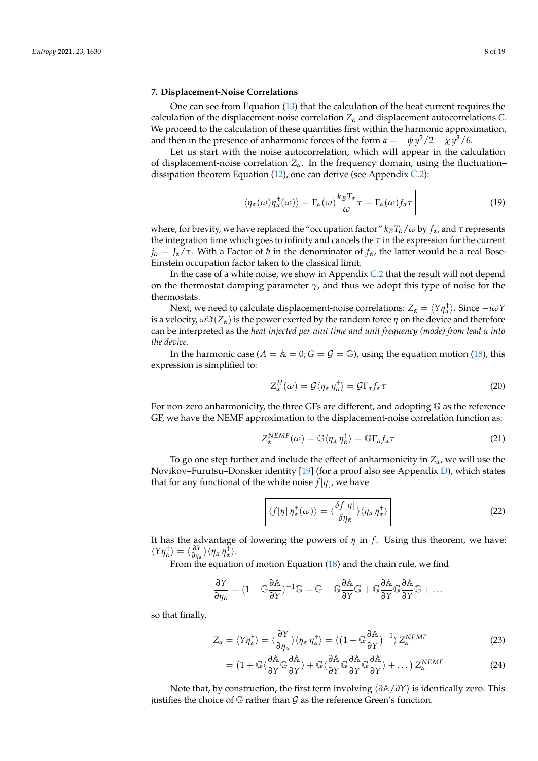### 7. Displacement-Noise Correlations

One can see from Equation (13) that the calculation of the heat current requires the calculation of the displacement-noise correlation $Z_\alpha$ and displacement autocorrelations $C$. We proceed to the calculation of these quantities first within the harmonic approximation, and then in the presence of anharmonic forces of the form $a = -\psi\, y^2/2 - \chi\, y^3/6$.

Let us start with the noise autocorrelation, which will appear in the calculation of displacement-noise correlation $Z_\alpha$. In the frequency domain, using the fluctuation–dissipation theorem Equation (12), one can derive (see Appendix C.2):

$$\boxed{\langle \eta_\alpha(\omega)\eta_\alpha^\dagger(\omega)\rangle = \Gamma_\alpha(\omega)\frac{k_B T_\alpha}{\omega}\tau = \Gamma_\alpha(\omega) f_\alpha \tau} \tag{19}$$

where, for brevity, we have replaced the "occupation factor" $k_B T_\alpha/\omega$ by $f_\alpha$, and $\tau$ represents the integration time which goes to infinity and cancels the $\tau$ in the expression for the current $j_\alpha = J_\alpha/\tau$. With a Factor of $\hbar$ in the denominator of $f_\alpha$, the latter would be a real Bose-Einstein occupation factor taken to the classical limit.

In the case of a white noise, we show in Appendix C.2 that the result will not depend on the thermostat damping parameter $\gamma$, and thus we adopt this type of noise for the thermostats.

Next, we need to calculate displacement-noise correlations: $Z_\alpha = \langle Y\eta_\alpha^\dagger\rangle$. Since $-i\omega Y$ is a velocity, $\omega\Im(Z_\alpha)$ is the power exerted by the random force $\eta$ on the device and therefore can be interpreted as the *heat injected per unit time and unit frequency (mode) from lead $\alpha$ into the device*.

In the harmonic case ($A = \mathbb{A} = 0; G = \mathcal{G} = \mathbb{G}$), using the equation motion (18), this expression is simplified to:

$$Z_\alpha^H(\omega) = \mathcal{G}\langle \eta_\alpha\, \eta_\alpha^\dagger\rangle = \mathcal{G}\Gamma_\alpha f_\alpha \tau \tag{20}$$

For non-zero anharmonicity, the three GFs are different, and adopting $\mathbb{G}$ as the reference GF, we have the NEMF approximation to the displacement-noise correlation function as:

$$Z_\alpha^{NEMF}(\omega) = \mathbb{G}\langle \eta_\alpha\, \eta_\alpha^\dagger\rangle = \mathbb{G}\Gamma_\alpha f_\alpha \tau \tag{21}$$

To go one step further and include the effect of anharmonicity in $Z_\alpha$, we will use the Novikov–Furutsu–Donsker identity [19] (for a proof also see Appendix D), which states that for any functional of the white noise $f[\eta]$, we have

$$\boxed{\langle f[\eta]\, \eta_\alpha^\dagger(\omega)\rangle = \langle \frac{\delta f[\eta]}{\delta \eta_\alpha}\rangle\langle \eta_\alpha\, \eta_\alpha^\dagger\rangle} \tag{22}$$

It has the advantage of lowering the powers of $\eta$ in $f$. Using this theorem, we have: $\langle Y\eta_\alpha^\dagger\rangle = \langle \frac{\partial Y}{\partial \eta_\alpha}\rangle\langle \eta_\alpha\, \eta_\alpha^\dagger\rangle$.

From the equation of motion Equation (18) and the chain rule, we find

$$\frac{\partial Y}{\partial \eta_\alpha} = (1 - \mathbb{G}\frac{\partial \mathbb{A}}{\partial Y})^{-1}\mathbb{G} = \mathbb{G} + \mathbb{G}\frac{\partial \mathbb{A}}{\partial Y}\mathbb{G} + \mathbb{G}\frac{\partial \mathbb{A}}{\partial Y}\mathbb{G}\frac{\partial \mathbb{A}}{\partial Y}\mathbb{G} + \dots$$

so that finally,

$$Z_\alpha = \langle Y\eta_\alpha^\dagger\rangle = \langle \frac{\partial Y}{\partial \eta_\alpha}\rangle\langle \eta_\alpha\, \eta_\alpha^\dagger\rangle = \langle \big(1 - \mathbb{G}\frac{\partial \mathbb{A}}{\partial Y}\big)^{-1}\rangle\, Z_\alpha^{NEMF} \tag{23}$$

$$= \big(1 + \mathbb{G}\langle \frac{\partial \mathbb{A}}{\partial Y}\mathbb{G}\frac{\partial \mathbb{A}}{\partial Y}\rangle + \mathbb{G}\langle \frac{\partial \mathbb{A}}{\partial Y}\mathbb{G}\frac{\partial \mathbb{A}}{\partial Y}\mathbb{G}\frac{\partial \mathbb{A}}{\partial Y}\rangle + \dots\big)\, Z_\alpha^{NEMF} \tag{24}$$

Note that, by construction, the first term involving $\langle \partial \mathbb{A}/\partial Y\rangle$ is identically zero. This justifies the choice of $\mathbb{G}$ rather than $\mathcal{G}$ as the reference Green's function.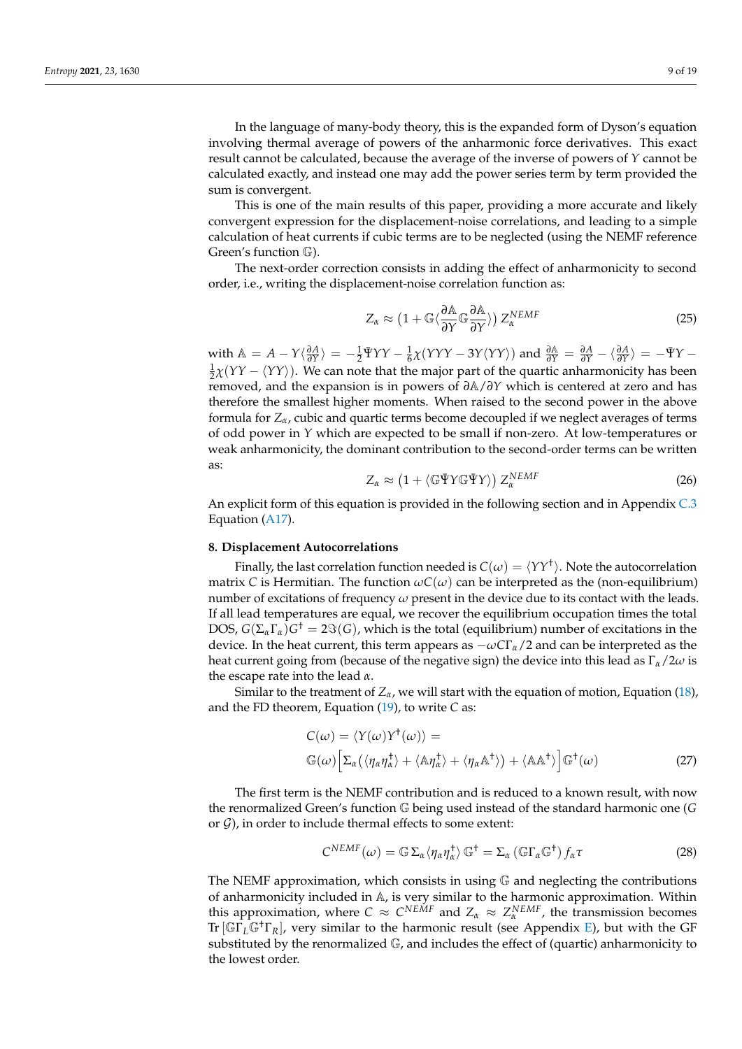In the language of many-body theory, this is the expanded form of Dyson's equation involving thermal average of powers of the anharmonic force derivatives. This exact result cannot be calculated, because the average of the inverse of powers of $Y$ cannot be calculated exactly, and instead one may add the power series term by term provided the sum is convergent.

This is one of the main results of this paper, providing a more accurate and likely convergent expression for the displacement-noise correlations, and leading to a simple calculation of heat currents if cubic terms are to be neglected (using the NEMF reference Green's function $\mathbb{G}$).

The next-order correction consists in adding the effect of anharmonicity to second order, i.e., writing the displacement-noise correlation function as:

$$Z_\alpha \approx \left(1 + \mathbb{G}\langle \frac{\partial \mathbb{A}}{\partial Y} \mathbb{G} \frac{\partial \mathbb{A}}{\partial Y} \rangle\right) Z_\alpha^{NEMF} \tag{25}$$

with $\mathbb{A} = A - Y\langle \frac{\partial A}{\partial Y} \rangle = -\frac{1}{2}\bar{\Psi}YY - \frac{1}{6}\chi(YYY - 3Y\langle YY \rangle)$ and $\frac{\partial \mathbb{A}}{\partial Y} = \frac{\partial A}{\partial Y} - \langle \frac{\partial A}{\partial Y} \rangle = -\bar{\Psi}Y - \frac{1}{2}\chi(YY - \langle YY \rangle)$. We can note that the major part of the quartic anharmonicity has been removed, and the expansion is in powers of $\partial \mathbb{A}/\partial Y$ which is centered at zero and has therefore the smallest higher moments. When raised to the second power in the above formula for $Z_\alpha$, cubic and quartic terms become decoupled if we neglect averages of terms of odd power in $Y$ which are expected to be small if non-zero. At low-temperatures or weak anharmonicity, the dominant contribution to the second-order terms can be written as:

$$Z_\alpha \approx \left(1 + \langle \mathbb{G}\bar{\Psi}Y\mathbb{G}\bar{\Psi}Y \rangle\right) Z_\alpha^{NEMF} \tag{26}$$

An explicit form of this equation is provided in the following section and in Appendix C.3 Equation (A17).

## 8. Displacement Autocorrelations

Finally, the last correlation function needed is $C(\omega) = \langle YY^\dagger \rangle$. Note the autocorrelation matrix $C$ is Hermitian. The function $\omega C(\omega)$ can be interpreted as the (non-equilibrium) number of excitations of frequency $\omega$ present in the device due to its contact with the leads. If all lead temperatures are equal, we recover the equilibrium occupation times the total DOS, $G(\Sigma_\alpha \Gamma_\alpha)G^\dagger = 2\Im(G)$, which is the total (equilibrium) number of excitations in the device. In the heat current, this term appears as $-\omega C \Gamma_\alpha/2$ and can be interpreted as the heat current going from (because of the negative sign) the device into this lead as $\Gamma_\alpha/2\omega$ is the escape rate into the lead $\alpha$.

Similar to the treatment of $Z_\alpha$, we will start with the equation of motion, Equation (18), and the FD theorem, Equation (19), to write $C$ as:

$$\begin{aligned} C(\omega) &= \langle Y(\omega) Y^\dagger(\omega) \rangle = \\ &\mathbb{G}(\omega)\Big[\Sigma_\alpha\big(\langle \eta_\alpha \eta_\alpha^\dagger \rangle + \langle \mathbb{A}\eta_\alpha^\dagger \rangle + \langle \eta_\alpha \mathbb{A}^\dagger \rangle\big) + \langle \mathbb{A}\mathbb{A}^\dagger \rangle\Big]\mathbb{G}^\dagger(\omega) \end{aligned} \tag{27}$$

The first term is the NEMF contribution and is reduced to a known result, with now the renormalized Green's function $\mathbb{G}$ being used instead of the standard harmonic one ($G$ or $\mathcal{G}$), in order to include thermal effects to some extent:

$$C^{NEMF}(\omega) = \mathbb{G}\,\Sigma_\alpha \langle \eta_\alpha \eta_\alpha^\dagger \rangle\, \mathbb{G}^\dagger = \Sigma_\alpha \left(\mathbb{G}\Gamma_\alpha \mathbb{G}^\dagger\right) f_\alpha \tau \tag{28}$$

The NEMF approximation, which consists in using $\mathbb{G}$ and neglecting the contributions of anharmonicity included in $\mathbb{A}$, is very similar to the harmonic approximation. Within this approximation, where $C \approx C^{NEMF}$ and $Z_\alpha \approx Z_\alpha^{NEMF}$, the transmission becomes $\mathrm{Tr}\,[\mathbb{G}\Gamma_L \mathbb{G}^\dagger \Gamma_R]$, very similar to the harmonic result (see Appendix E), but with the GF substituted by the renormalized $\mathbb{G}$, and includes the effect of (quartic) anharmonicity to the lowest order.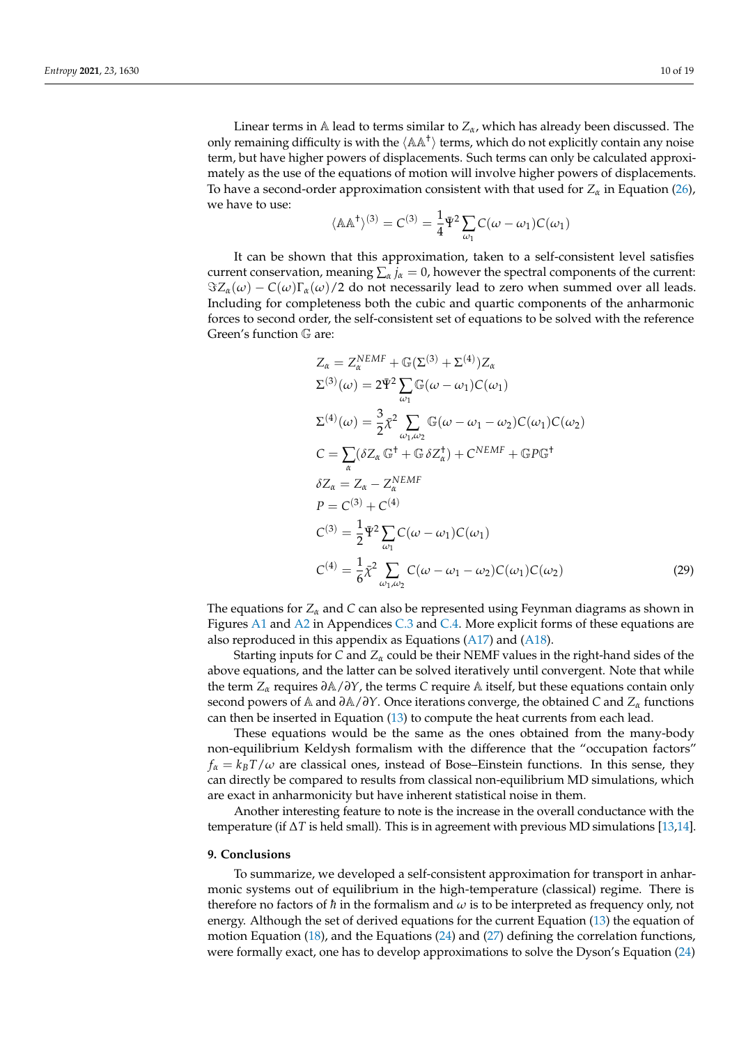Linear terms in $\mathbb{A}$ lead to terms similar to $Z_\alpha$, which has already been discussed. The only remaining difficulty is with the $\langle \mathbb{A}\mathbb{A}^\dagger \rangle$ terms, which do not explicitly contain any noise term, but have higher powers of displacements. Such terms can only be calculated approximately as the use of the equations of motion will involve higher powers of displacements. To have a second-order approximation consistent with that used for $Z_\alpha$ in Equation (26), we have to use:

$$\langle \mathbb{A}\mathbb{A}^\dagger \rangle^{(3)} = C^{(3)} = \frac{1}{4}\bar{\Psi}^2 \sum_{\omega_1} C(\omega - \omega_1) C(\omega_1)$$

It can be shown that this approximation, taken to a self-consistent level satisfies current conservation, meaning $\sum_\alpha j_\alpha = 0$, however the spectral components of the current: $\Im Z_\alpha(\omega) - C(\omega)\Gamma_\alpha(\omega)/2$ do not necessarily lead to zero when summed over all leads. Including for completeness both the cubic and quartic components of the anharmonic forces to second order, the self-consistent set of equations to be solved with the reference Green's function $\mathbb{G}$ are:

$$\begin{aligned}
Z_\alpha &= Z_\alpha^{NEMF} + \mathbb{G}(\Sigma^{(3)} + \Sigma^{(4)}) Z_\alpha \\
\Sigma^{(3)}(\omega) &= 2\bar{\Psi}^2 \sum_{\omega_1} \mathbb{G}(\omega - \omega_1) C(\omega_1) \\
\Sigma^{(4)}(\omega) &= \frac{3}{2}\bar{\chi}^2 \sum_{\omega_1, \omega_2} \mathbb{G}(\omega - \omega_1 - \omega_2) C(\omega_1) C(\omega_2) \\
C &= \sum_\alpha (\delta Z_\alpha \, \mathbb{G}^\dagger + \mathbb{G}\, \delta Z_\alpha^\dagger) + C^{NEMF} + \mathbb{G} P \mathbb{G}^\dagger \\
\delta Z_\alpha &= Z_\alpha - Z_\alpha^{NEMF} \\
P &= C^{(3)} + C^{(4)} \\
C^{(3)} &= \frac{1}{2}\bar{\Psi}^2 \sum_{\omega_1} C(\omega - \omega_1) C(\omega_1) \\
C^{(4)} &= \frac{1}{6}\bar{\chi}^2 \sum_{\omega_1, \omega_2} C(\omega - \omega_1 - \omega_2) C(\omega_1) C(\omega_2)
\end{aligned} \tag{29}$$

The equations for $Z_\alpha$ and $C$ can also be represented using Feynman diagrams as shown in Figures A1 and A2 in Appendices C.3 and C.4. More explicit forms of these equations are also reproduced in this appendix as Equations (A17) and (A18).

Starting inputs for $C$ and $Z_\alpha$ could be their NEMF values in the right-hand sides of the above equations, and the latter can be solved iteratively until convergent. Note that while the term $Z_\alpha$ requires $\partial\mathbb{A}/\partial Y$, the terms $C$ require $\mathbb{A}$ itself, but these equations contain only second powers of $\mathbb{A}$ and $\partial\mathbb{A}/\partial Y$. Once iterations converge, the obtained $C$ and $Z_\alpha$ functions can then be inserted in Equation (13) to compute the heat currents from each lead.

These equations would be the same as the ones obtained from the many-body non-equilibrium Keldysh formalism with the difference that the "occupation factors" $f_\alpha = k_B T/\omega$ are classical ones, instead of Bose–Einstein functions. In this sense, they can directly be compared to results from classical non-equilibrium MD simulations, which are exact in anharmonicity but have inherent statistical noise in them.

Another interesting feature to note is the increase in the overall conductance with the temperature (if $\Delta T$ is held small). This is in agreement with previous MD simulations [13,14].

## 9. Conclusions

To summarize, we developed a self-consistent approximation for transport in anharmonic systems out of equilibrium in the high-temperature (classical) regime. There is therefore no factors of $\hbar$ in the formalism and $\omega$ is to be interpreted as frequency only, not energy. Although the set of derived equations for the current Equation (13) the equation of motion Equation (18), and the Equations (24) and (27) defining the correlation functions, were formally exact, one has to develop approximations to solve the Dyson's Equation (24)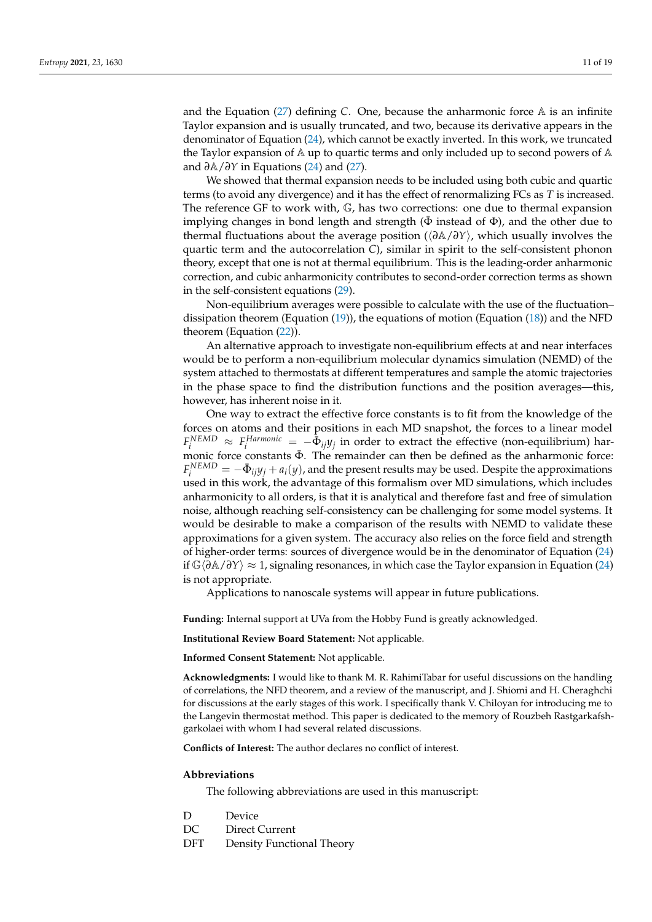and the Equation (27) defining $C$. One, because the anharmonic force $\mathbb{A}$ is an infinite Taylor expansion and is usually truncated, and two, because its derivative appears in the denominator of Equation (24), which cannot be exactly inverted. In this work, we truncated the Taylor expansion of $\mathbb{A}$ up to quartic terms and only included up to second powers of $\mathbb{A}$ and $\partial\mathbb{A}/\partial Y$ in Equations (24) and (27).

We showed that thermal expansion needs to be included using both cubic and quartic terms (to avoid any divergence) and it has the effect of renormalizing FCs as $T$ is increased. The reference GF to work with, $\mathbb{G}$, has two corrections: one due to thermal expansion implying changes in bond length and strength ($\bar{\Phi}$ instead of $\Phi$), and the other due to thermal fluctuations about the average position ($\langle\partial\mathbb{A}/\partial Y\rangle$, which usually involves the quartic term and the autocorrelation $C$), similar in spirit to the self-consistent phonon theory, except that one is not at thermal equilibrium. This is the leading-order anharmonic correction, and cubic anharmonicity contributes to second-order correction terms as shown in the self-consistent equations (29).

Non-equilibrium averages were possible to calculate with the use of the fluctuation–dissipation theorem (Equation (19)), the equations of motion (Equation (18)) and the NFD theorem (Equation (22)).

An alternative approach to investigate non-equilibrium effects at and near interfaces would be to perform a non-equilibrium molecular dynamics simulation (NEMD) of the system attached to thermostats at different temperatures and sample the atomic trajectories in the phase space to find the distribution functions and the position averages—this, however, has inherent noise in it.

One way to extract the effective force constants is to fit from the knowledge of the forces on atoms and their positions in each MD snapshot, the forces to a linear model $F_i^{NEMD} \approx F_i^{Harmonic} = -\bar{\Phi}_{ij}y_j$ in order to extract the effective (non-equilibrium) harmonic force constants $\bar{\Phi}$. The remainder can then be defined as the anharmonic force: $F_i^{NEMD} = -\bar{\Phi}_{ij}y_j + a_i(y)$, and the present results may be used. Despite the approximations used in this work, the advantage of this formalism over MD simulations, which includes anharmonicity to all orders, is that it is analytical and therefore fast and free of simulation noise, although reaching self-consistency can be challenging for some model systems. It would be desirable to make a comparison of the results with NEMD to validate these approximations for a given system. The accuracy also relies on the force field and strength of higher-order terms: sources of divergence would be in the denominator of Equation (24) if $\mathbb{G}\langle\partial\mathbb{A}/\partial Y\rangle \approx 1$, signaling resonances, in which case the Taylor expansion in Equation (24) is not appropriate.

Applications to nanoscale systems will appear in future publications.

**Funding:** Internal support at UVa from the Hobby Fund is greatly acknowledged.

**Institutional Review Board Statement:** Not applicable.

**Informed Consent Statement:** Not applicable.

**Acknowledgments:** I would like to thank M. R. RahimiTabar for useful discussions on the handling of correlations, the NFD theorem, and a review of the manuscript, and J. Shiomi and H. Cheraghchi for discussions at the early stages of this work. I specifically thank V. Chiloyan for introducing me to the Langevin thermostat method. This paper is dedicated to the memory of Rouzbeh Rastgarkafshgarkolaei with whom I had several related discussions.

**Conflicts of Interest:** The author declares no conflict of interest.

## Abbreviations

The following abbreviations are used in this manuscript:

| | |
|---|---|
| D | Device |
| DC | Direct Current |
| DFT | Density Functional Theory |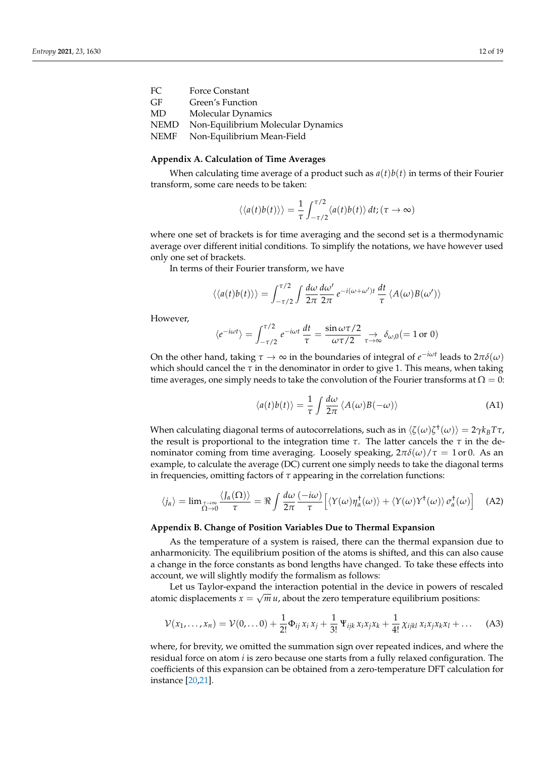| | |
|---|---|
| FC | Force Constant |
| GF | Green's Function |
| MD | Molecular Dynamics |
| NEMD | Non-Equilibrium Molecular Dynamics |
| NEMF | Non-Equilibrium Mean-Field |

## Appendix A. Calculation of Time Averages

When calculating time average of a product such as $a(t)b(t)$ in terms of their Fourier transform, some care needs to be taken:

$$\langle\langle a(t)b(t)\rangle\rangle = \frac{1}{\tau}\int_{-\tau/2}^{\tau/2} \langle a(t)b(t)\rangle \, dt; (\tau \to \infty)$$

where one set of brackets is for time averaging and the second set is a thermodynamic average over different initial conditions. To simplify the notations, we have however used only one set of brackets.

In terms of their Fourier transform, we have

$$\langle\langle a(t)b(t)\rangle\rangle = \int_{-\tau/2}^{\tau/2} \int \frac{d\omega}{2\pi}\frac{d\omega'}{2\pi}\, e^{-i(\omega+\omega')t}\,\frac{dt}{\tau}\,\langle A(\omega)B(\omega')\rangle$$

However,

$$\langle e^{-i\omega t}\rangle = \int_{-\tau/2}^{\tau/2} e^{-i\omega t}\,\frac{dt}{\tau} = \frac{\sin\omega\tau/2}{\omega\tau/2} \underset{\tau\to\infty}{\to} \delta_{\omega,0}(= 1 \text{ or } 0)$$

On the other hand, taking $\tau \to \infty$ in the boundaries of integral of $e^{-i\omega t}$ leads to $2\pi\delta(\omega)$ which should cancel the $\tau$ in the denominator in order to give 1. This means, when taking time averages, one simply needs to take the convolution of the Fourier transforms at $\Omega = 0$:

$$\langle a(t)b(t)\rangle = \frac{1}{\tau}\int \frac{d\omega}{2\pi}\,\langle A(\omega)B(-\omega)\rangle \tag{A1}$$

When calculating diagonal terms of autocorrelations, such as in $\langle\zeta(\omega)\zeta^{\dagger}(\omega)\rangle = 2\gamma k_B T\tau$, the result is proportional to the integration time $\tau$. The latter cancels the $\tau$ in the denominator coming from time averaging. Loosely speaking, $2\pi\delta(\omega)/\tau = 1$ or $0$. As an example, to calculate the average (DC) current one simply needs to take the diagonal terms in frequencies, omitting factors of $\tau$ appearing in the correlation functions:

$$\langle j_\alpha\rangle = \lim_{\substack{\tau\to\infty\\ \Omega\to 0}} \frac{\langle J_\alpha(\Omega)\rangle}{\tau} = \Re\int \frac{d\omega}{2\pi}\,\frac{(-i\omega)}{\tau}\Big[\langle Y(\omega)\eta_\alpha^{\dagger}(\omega)\rangle + \langle Y(\omega)Y^{\dagger}(\omega)\rangle\,\sigma_\alpha^{\dagger}(\omega)\Big] \tag{A2}$$

## Appendix B. Change of Position Variables Due to Thermal Expansion

As the temperature of a system is raised, there can the thermal expansion due to anharmonicity. The equilibrium position of the atoms is shifted, and this can also cause a change in the force constants as bond lengths have changed. To take these effects into account, we will slightly modify the formalism as follows:

Let us Taylor-expand the interaction potential in the device in powers of rescaled atomic displacements $x = \sqrt{m}\,u$, about the zero temperature equilibrium positions:

$$\mathcal{V}(x_1,\ldots,x_n) = \mathcal{V}(0,\ldots 0) + \frac{1}{2!}\Phi_{ij}\,x_i\,x_j + \frac{1}{3!}\,\Psi_{ijk}\,x_i x_j x_k + \frac{1}{4!}\,\chi_{ijkl}\,x_i x_j x_k x_l + \ldots \tag{A3}$$

where, for brevity, we omitted the summation sign over repeated indices, and where the residual force on atom $i$ is zero because one starts from a fully relaxed configuration. The coefficients of this expansion can be obtained from a zero-temperature DFT calculation for instance [20,21].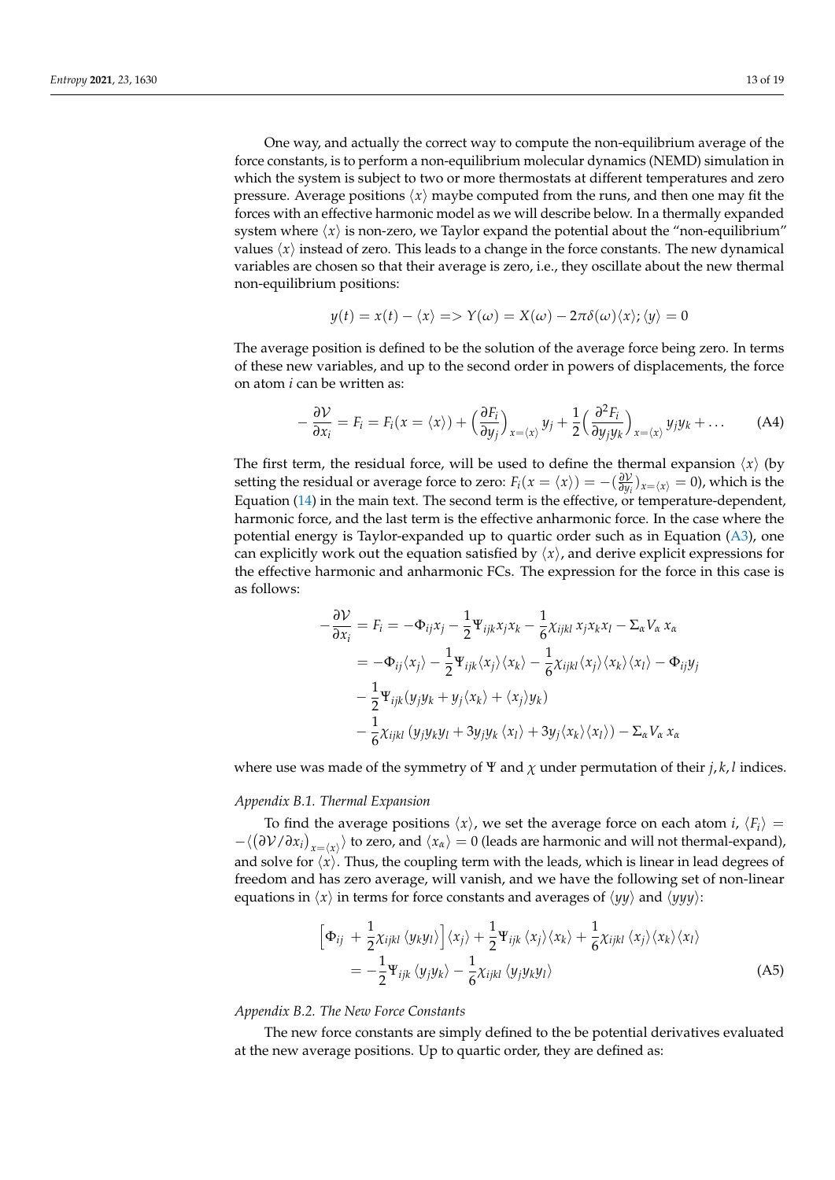One way, and actually the correct way to compute the non-equilibrium average of the force constants, is to perform a non-equilibrium molecular dynamics (NEMD) simulation in which the system is subject to two or more thermostats at different temperatures and zero pressure. Average positions $\langle x \rangle$ maybe computed from the runs, and then one may fit the forces with an effective harmonic model as we will describe below. In a thermally expanded system where $\langle x \rangle$ is non-zero, we Taylor expand the potential about the "non-equilibrium" values $\langle x \rangle$ instead of zero. This leads to a change in the force constants. The new dynamical variables are chosen so that their average is zero, i.e., they oscillate about the new thermal non-equilibrium positions:

$$y(t) = x(t) - \langle x \rangle => Y(\omega) = X(\omega) - 2\pi\delta(\omega)\langle x \rangle; \langle y \rangle = 0$$

The average position is defined to be the solution of the average force being zero. In terms of these new variables, and up to the second order in powers of displacements, the force on atom $i$ can be written as:

$$-\frac{\partial \mathcal{V}}{\partial x_i} = F_i = F_i(x = \langle x \rangle) + \Big(\frac{\partial F_i}{\partial y_j}\Big)_{x=\langle x \rangle} y_j + \frac{1}{2}\Big(\frac{\partial^2 F_i}{\partial y_j y_k}\Big)_{x=\langle x \rangle} y_j y_k + \dots \tag{A4}$$

The first term, the residual force, will be used to define the thermal expansion $\langle x \rangle$ (by setting the residual or average force to zero: $F_i(x = \langle x \rangle) = -(\frac{\partial \mathcal{V}}{\partial y_i})_{x=\langle x \rangle} = 0$), which is the Equation (14) in the main text. The second term is the effective, or temperature-dependent, harmonic force, and the last term is the effective anharmonic force. In the case where the potential energy is Taylor-expanded up to quartic order such as in Equation (A3), one can explicitly work out the equation satisfied by $\langle x \rangle$, and derive explicit expressions for the effective harmonic and anharmonic FCs. The expression for the force in this case is as follows:

$$\begin{aligned}
-\frac{\partial \mathcal{V}}{\partial x_i} = F_i &= -\Phi_{ij} x_j - \frac{1}{2}\Psi_{ijk} x_j x_k - \frac{1}{6}\chi_{ijkl}\, x_j x_k x_l - \Sigma_\alpha V_\alpha\, x_\alpha \\
&= -\Phi_{ij}\langle x_j \rangle - \frac{1}{2}\Psi_{ijk}\langle x_j \rangle\langle x_k \rangle - \frac{1}{6}\chi_{ijkl}\langle x_j \rangle\langle x_k \rangle\langle x_l \rangle - \Phi_{ij} y_j \\
&- \frac{1}{2}\Psi_{ijk}(y_j y_k + y_j\langle x_k \rangle + \langle x_j \rangle y_k) \\
&- \frac{1}{6}\chi_{ijkl}\,(y_j y_k y_l + 3 y_j y_k\,\langle x_l \rangle + 3 y_j\langle x_k \rangle\langle x_l \rangle) - \Sigma_\alpha V_\alpha\, x_\alpha
\end{aligned}$$

where use was made of the symmetry of $\Psi$ and $\chi$ under permutation of their $j, k, l$ indices.

### *Appendix B.1. Thermal Expansion*

To find the average positions $\langle x \rangle$, we set the average force on each atom $i$, $\langle F_i \rangle = -\langle (\partial \mathcal{V}/\partial x_i)_{x=\langle x \rangle} \rangle$ to zero, and $\langle x_\alpha \rangle = 0$ (leads are harmonic and will not thermal-expand), and solve for $\langle x \rangle$. Thus, the coupling term with the leads, which is linear in lead degrees of freedom and has zero average, will vanish, and we have the following set of non-linear equations in $\langle x \rangle$ in terms for force constants and averages of $\langle yy \rangle$ and $\langle yyy \rangle$:

$$\begin{aligned}
&\Big[\Phi_{ij} \;+ \frac{1}{2}\chi_{ijkl}\,\langle y_k y_l \rangle\Big]\langle x_j \rangle + \frac{1}{2}\Psi_{ijk}\,\langle x_j \rangle\langle x_k \rangle + \frac{1}{6}\chi_{ijkl}\,\langle x_j \rangle\langle x_k \rangle\langle x_l \rangle \\
&= -\frac{1}{2}\Psi_{ijk}\,\langle y_j y_k \rangle - \frac{1}{6}\chi_{ijkl}\,\langle y_j y_k y_l \rangle
\end{aligned} \tag{A5}$$

### *Appendix B.2. The New Force Constants*

The new force constants are simply defined to the be potential derivatives evaluated at the new average positions. Up to quartic order, they are defined as: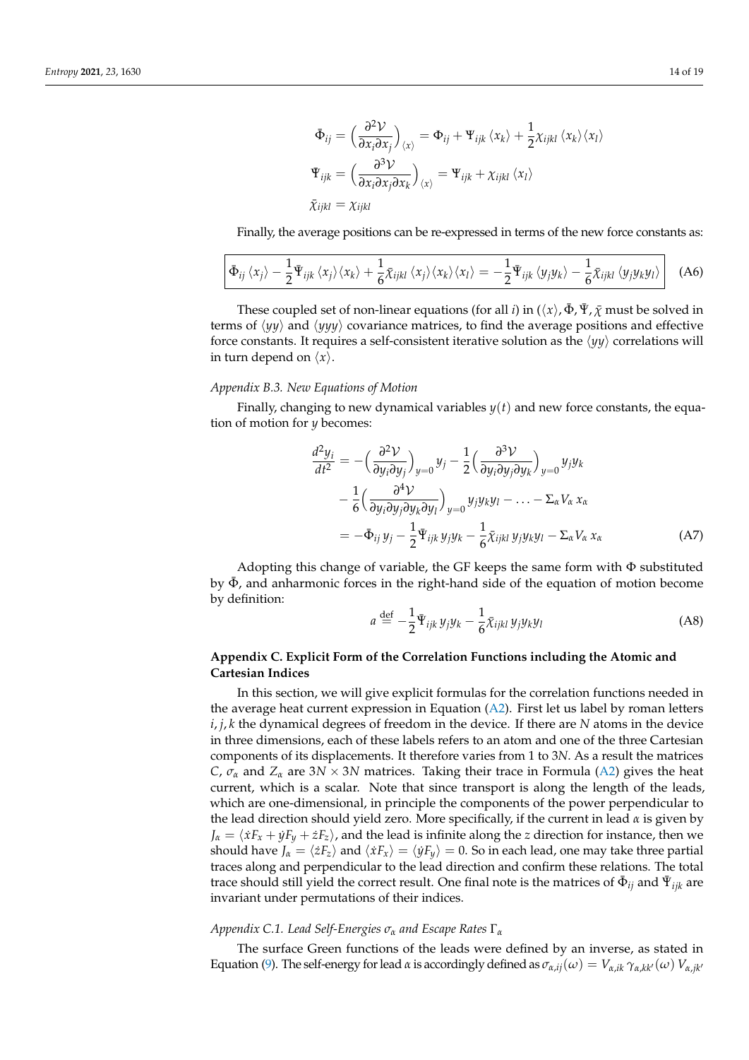$$\bar{\Phi}_{ij} = \Big(\frac{\partial^2 \mathcal{V}}{\partial x_i \partial x_j}\Big)_{\langle x \rangle} = \Phi_{ij} + \Psi_{ijk}\,\langle x_k \rangle + \frac{1}{2}\chi_{ijkl}\,\langle x_k \rangle \langle x_l \rangle$$

$$\Psi_{ijk} = \Big(\frac{\partial^3 \mathcal{V}}{\partial x_i \partial x_j \partial x_k}\Big)_{\langle x \rangle} = \Psi_{ijk} + \chi_{ijkl}\,\langle x_l \rangle$$

$$\bar{\chi}_{ijkl} = \chi_{ijkl}$$

Finally, the average positions can be re-expressed in terms of the new force constants as:

$$\boxed{\bar{\Phi}_{ij}\,\langle x_j \rangle - \frac{1}{2}\bar{\Psi}_{ijk}\,\langle x_j \rangle \langle x_k \rangle + \frac{1}{6}\bar{\chi}_{ijkl}\,\langle x_j \rangle \langle x_k \rangle \langle x_l \rangle = -\frac{1}{2}\bar{\Psi}_{ijk}\,\langle y_j y_k \rangle - \frac{1}{6}\bar{\chi}_{ijkl}\,\langle y_j y_k y_l \rangle} \quad \text{(A6)}$$

These coupled set of non-linear equations (for all $i$) in $(\langle x \rangle, \bar{\Phi}, \bar{\Psi}, \bar{\chi}$ must be solved in terms of $\langle yy \rangle$ and $\langle yyy \rangle$ covariance matrices, to find the average positions and effective force constants. It requires a self-consistent iterative solution as the $\langle yy \rangle$ correlations will in turn depend on $\langle x \rangle$.

*Appendix B.3. New Equations of Motion*

Finally, changing to new dynamical variables $y(t)$ and new force constants, the equation of motion for $y$ becomes:

$$\begin{aligned}
\frac{d^2 y_i}{dt^2} &= -\Big(\frac{\partial^2 \mathcal{V}}{\partial y_i \partial y_j}\Big)_{y=0} y_j - \frac{1}{2}\Big(\frac{\partial^3 \mathcal{V}}{\partial y_i \partial y_j \partial y_k}\Big)_{y=0} y_j y_k \\
&\quad - \frac{1}{6}\Big(\frac{\partial^4 \mathcal{V}}{\partial y_i \partial y_j \partial y_k \partial y_l}\Big)_{y=0} y_j y_k y_l - \ldots - \Sigma_\alpha V_\alpha\, x_\alpha \\
&= -\bar{\Phi}_{ij}\, y_j - \frac{1}{2}\bar{\Psi}_{ijk}\, y_j y_k - \frac{1}{6}\bar{\chi}_{ijkl}\, y_j y_k y_l - \Sigma_\alpha V_\alpha\, x_\alpha
\end{aligned} \quad \text{(A7)}$$

Adopting this change of variable, the GF keeps the same form with $\Phi$ substituted by $\bar{\Phi}$, and anharmonic forces in the right-hand side of the equation of motion become by definition:

$$a \stackrel{\text{def}}{=} -\frac{1}{2}\bar{\Psi}_{ijk}\, y_j y_k - \frac{1}{6}\bar{\chi}_{ijkl}\, y_j y_k y_l \quad \text{(A8)}$$

## Appendix C. Explicit Form of the Correlation Functions including the Atomic and Cartesian Indices

In this section, we will give explicit formulas for the correlation functions needed in the average heat current expression in Equation (A2). First let us label by roman letters $i, j, k$ the dynamical degrees of freedom in the device. If there are $N$ atoms in the device in three dimensions, each of these labels refers to an atom and one of the three Cartesian components of its displacements. It therefore varies from 1 to $3N$. As a result the matrices $C$, $\sigma_\alpha$ and $Z_\alpha$ are $3N \times 3N$ matrices. Taking their trace in Formula (A2) gives the heat current, which is a scalar. Note that since transport is along the length of the leads, which are one-dimensional, in principle the components of the power perpendicular to the lead direction should yield zero. More specifically, if the current in lead $\alpha$ is given by $J_\alpha = \langle \dot{x}F_x + \dot{y}F_y + \dot{z}F_z \rangle$, and the lead is infinite along the $z$ direction for instance, then we should have $J_\alpha = \langle \dot{z}F_z \rangle$ and $\langle \dot{x}F_x \rangle = \langle \dot{y}F_y \rangle = 0$. So in each lead, one may take three partial traces along and perpendicular to the lead direction and confirm these relations. The total trace should still yield the correct result. One final note is the matrices of $\bar{\Phi}_{ij}$ and $\bar{\Psi}_{ijk}$ are invariant under permutations of their indices.

*Appendix C.1. Lead Self-Energies $\sigma_\alpha$ and Escape Rates $\Gamma_\alpha$*

The surface Green functions of the leads were defined by an inverse, as stated in Equation (9). The self-energy for lead $\alpha$ is accordingly defined as $\sigma_{\alpha,ij}(\omega) = V_{\alpha,ik}\,\gamma_{\alpha,kk'}(\omega)\,V_{\alpha,jk'}$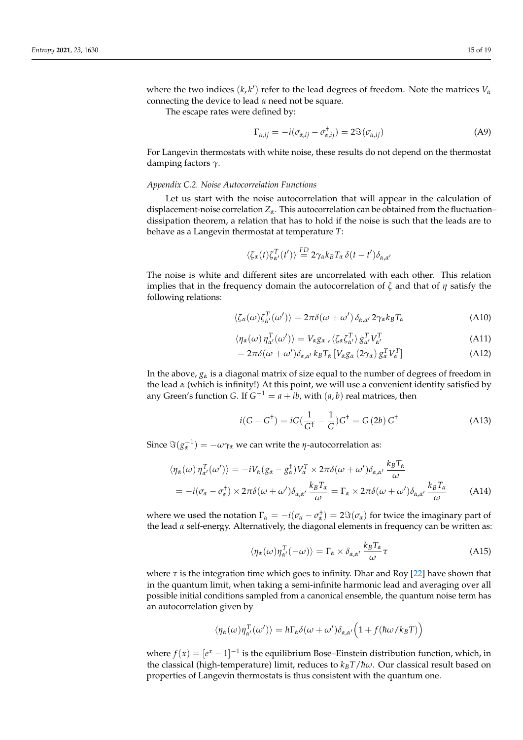where the two indices $(k, k')$ refer to the lead degrees of freedom. Note the matrices $V_\alpha$ connecting the device to lead $\alpha$ need not be square.

The escape rates were defined by:

$$\Gamma_{\alpha,ij} = -i(\sigma_{\alpha,ij} - \sigma^\dagger_{\alpha,ij}) = 2\Im(\sigma_{\alpha,ij}) \tag{A9}$$

For Langevin thermostats with white noise, these results do not depend on the thermostat damping factors $\gamma$.

### *Appendix C.2. Noise Autocorrelation Functions*

Let us start with the noise autocorrelation that will appear in the calculation of displacement-noise correlation $Z_\alpha$. This autocorrelation can be obtained from the fluctuation–dissipation theorem, a relation that has to hold if the noise is such that the leads are to behave as a Langevin thermostat at temperature $T$:

$$\langle \zeta_\alpha(t) \zeta^T_{\alpha'}(t') \rangle \overset{FD}{=} 2\gamma_\alpha k_B T_\alpha \, \delta(t - t') \delta_{\alpha,\alpha'}$$

The noise is white and different sites are uncorrelated with each other. This relation implies that in the frequency domain the autocorrelation of $\zeta$ and that of $\eta$ satisfy the following relations:

$$\langle \zeta_\alpha(\omega) \zeta^T_{\alpha'}(\omega') \rangle = 2\pi\delta(\omega + \omega') \, \delta_{\alpha,\alpha'} \, 2\gamma_\alpha k_B T_\alpha \tag{A10}$$

$$\langle \eta_\alpha(\omega) \, \eta^T_{\alpha'}(\omega') \rangle = V_\alpha g_\alpha \, \langle \zeta_\alpha \zeta^T_{\alpha'} \rangle \, g^T_{\alpha'} V^T_{\alpha'} \tag{A11}$$

$$= 2\pi\delta(\omega + \omega') \delta_{\alpha,\alpha'} \, k_B T_\alpha \, [V_\alpha g_\alpha \, (2\gamma_\alpha) \, g^T_\alpha V^T_\alpha] \tag{A12}$$

In the above, $g_\alpha$ is a diagonal matrix of size equal to the number of degrees of freedom in the lead $\alpha$ (which is infinity!) At this point, we will use a convenient identity satisfied by any Green's function $G$. If $G^{-1} = a + ib$, with $(a, b)$ real matrices, then

$$i(G - G^\dagger) = iG\left(\frac{1}{G^\dagger} - \frac{1}{G}\right)G^\dagger = G \, (2b) \, G^\dagger \tag{A13}$$

Since $\Im(g_\alpha^{-1}) = -\omega\gamma_\alpha$ we can write the $\eta$-autocorrelation as:

$$\begin{aligned}
\langle \eta_\alpha(\omega) \, \eta^T_{\alpha'}(\omega') \rangle &= -iV_\alpha(g_\alpha - g^\dagger_\alpha)V^T_\alpha \times 2\pi\delta(\omega + \omega')\delta_{\alpha,\alpha'} \, \frac{k_B T_\alpha}{\omega} \\
&= -i(\sigma_\alpha - \sigma^\dagger_\alpha) \times 2\pi\delta(\omega + \omega')\delta_{\alpha,\alpha'} \, \frac{k_B T_\alpha}{\omega} = \Gamma_\alpha \times 2\pi\delta(\omega + \omega')\delta_{\alpha,\alpha'} \, \frac{k_B T_\alpha}{\omega}
\end{aligned} \tag{A14}$$

where we used the notation $\Gamma_\alpha = -i(\sigma_\alpha - \sigma^\dagger_\alpha) = 2\Im(\sigma_\alpha)$ for twice the imaginary part of the lead $\alpha$ self-energy. Alternatively, the diagonal elements in frequency can be written as:

$$\langle \eta_\alpha(\omega) \eta^T_{\alpha'}(-\omega) \rangle = \Gamma_\alpha \times \delta_{\alpha,\alpha'} \, \frac{k_B T_\alpha}{\omega} \tau \tag{A15}$$

where $\tau$ is the integration time which goes to infinity. Dhar and Roy [22] have shown that in the quantum limit, when taking a semi-infinite harmonic lead and averaging over all possible initial conditions sampled from a canonical ensemble, the quantum noise term has an autocorrelation given by

$$\langle \eta_\alpha(\omega) \eta^T_{\alpha'}(\omega') \rangle = h\Gamma_\alpha \delta(\omega + \omega')\delta_{\alpha,\alpha'} \Big(1 + f(\hbar\omega / k_B T)\Big)$$

where $f(x) = [e^x - 1]^{-1}$ is the equilibrium Bose–Einstein distribution function, which, in the classical (high-temperature) limit, reduces to $k_B T / \hbar\omega$. Our classical result based on properties of Langevin thermostats is thus consistent with the quantum one.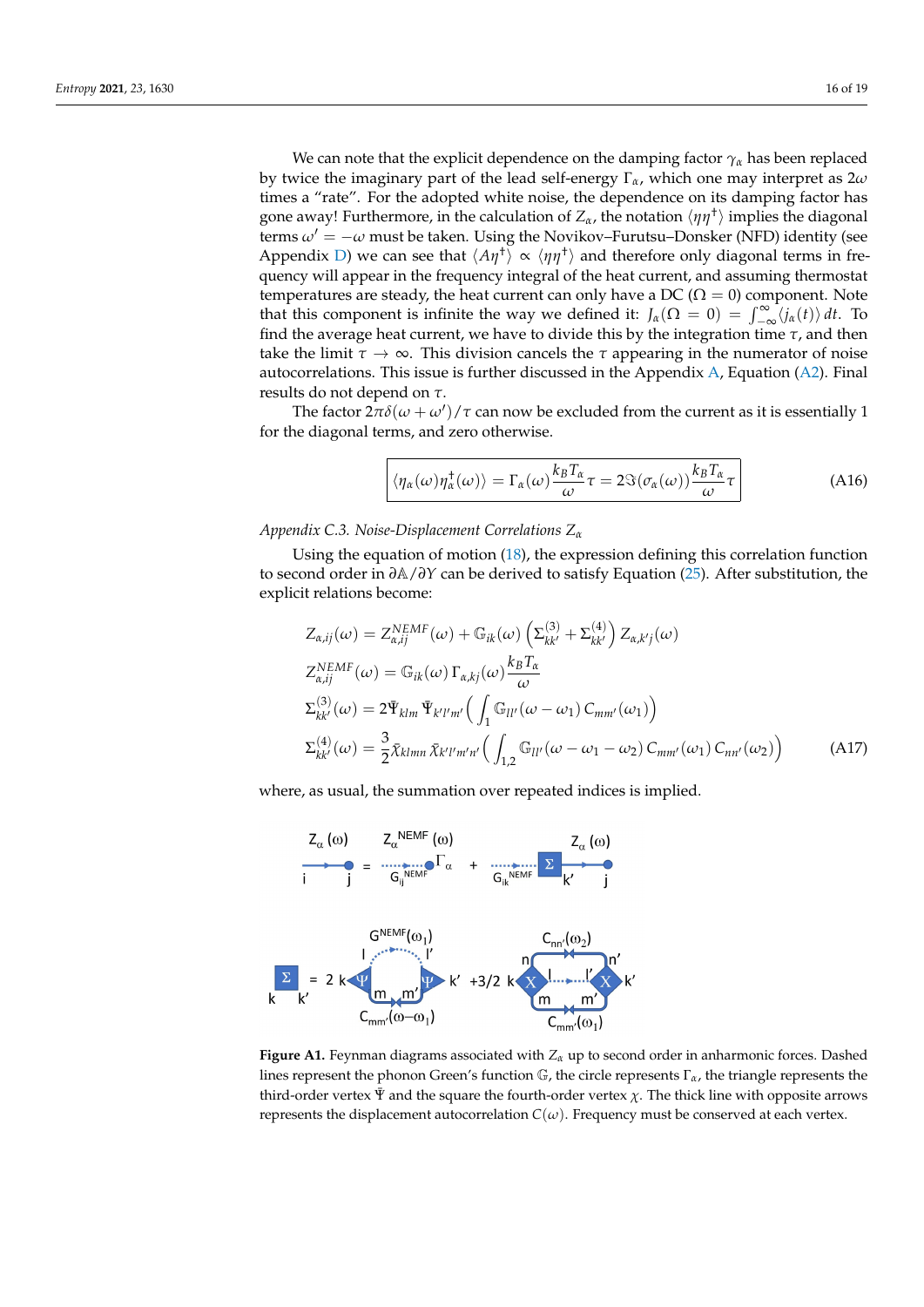We can note that the explicit dependence on the damping factor $\gamma_\alpha$ has been replaced by twice the imaginary part of the lead self-energy $\Gamma_\alpha$, which one may interpret as $2\omega$ times a "rate". For the adopted white noise, the dependence on its damping factor has gone away! Furthermore, in the calculation of $Z_\alpha$, the notation $\langle \eta\eta^\dagger \rangle$ implies the diagonal terms $\omega' = -\omega$ must be taken. Using the Novikov–Furutsu–Donsker (NFD) identity (see Appendix D) we can see that $\langle A\eta^\dagger \rangle \propto \langle \eta\eta^\dagger \rangle$ and therefore only diagonal terms in frequency will appear in the frequency integral of the heat current, and assuming thermostat temperatures are steady, the heat current can only have a DC ($\Omega = 0$) component. Note that this component is infinite the way we defined it: $J_\alpha(\Omega = 0) = \int_{-\infty}^{\infty} \langle j_\alpha(t) \rangle \, dt$. To find the average heat current, we have to divide this by the integration time $\tau$, and then take the limit $\tau \to \infty$. This division cancels the $\tau$ appearing in the numerator of noise autocorrelations. This issue is further discussed in the Appendix A, Equation (A2). Final results do not depend on $\tau$.

The factor $2\pi\delta(\omega + \omega')/\tau$ can now be excluded from the current as it is essentially 1 for the diagonal terms, and zero otherwise.

$$
\boxed{\langle \eta_\alpha(\omega)\eta_\alpha^\dagger(\omega) \rangle = \Gamma_\alpha(\omega) \frac{k_B T_\alpha}{\omega} \tau = 2\Im(\sigma_\alpha(\omega)) \frac{k_B T_\alpha}{\omega} \tau} \tag{A16}
$$

*Appendix C.3. Noise-Displacement Correlations $Z_\alpha$*

Using the equation of motion (18), the expression defining this correlation function to second order in $\partial\mathbb{A}/\partial Y$ can be derived to satisfy Equation (25). After substitution, the explicit relations become:

$$
\begin{aligned}
Z_{\alpha,ij}(\omega) &= Z^{NEMF}_{\alpha,ij}(\omega) + \mathbb{G}_{ik}(\omega) \left( \Sigma^{(3)}_{kk'} + \Sigma^{(4)}_{kk'} \right) Z_{\alpha,k'j}(\omega) \\
Z^{NEMF}_{\alpha,ij}(\omega) &= \mathbb{G}_{ik}(\omega) \, \Gamma_{\alpha,kj}(\omega) \frac{k_B T_\alpha}{\omega} \\
\Sigma^{(3)}_{kk'}(\omega) &= 2\tilde{\Psi}_{klm} \, \tilde{\Psi}_{k'l'm'} \Big( \int_1 \mathbb{G}_{ll'}(\omega - \omega_1) \, C_{mm'}(\omega_1) \Big) \\
\Sigma^{(4)}_{kk'}(\omega) &= \frac{3}{2} \tilde{\chi}_{klmn} \, \tilde{\chi}_{k'l'm'n'} \Big( \int_{1,2} \mathbb{G}_{ll'}(\omega - \omega_1 - \omega_2) \, C_{mm'}(\omega_1) \, C_{nn'}(\omega_2) \Big)
\end{aligned} \tag{A17}
$$

where, as usual, the summation over repeated indices is implied.

**Figure A1.** Feynman diagrams associated with $Z_\alpha$ up to second order in anharmonic forces. Dashed lines represent the phonon Green's function $\mathbb{G}$, the circle represents $\Gamma_\alpha$, the triangle represents the third-order vertex $\tilde{\Psi}$ and the square the fourth-order vertex $\chi$. The thick line with opposite arrows represents the displacement autocorrelation $C(\omega)$. Frequency must be conserved at each vertex.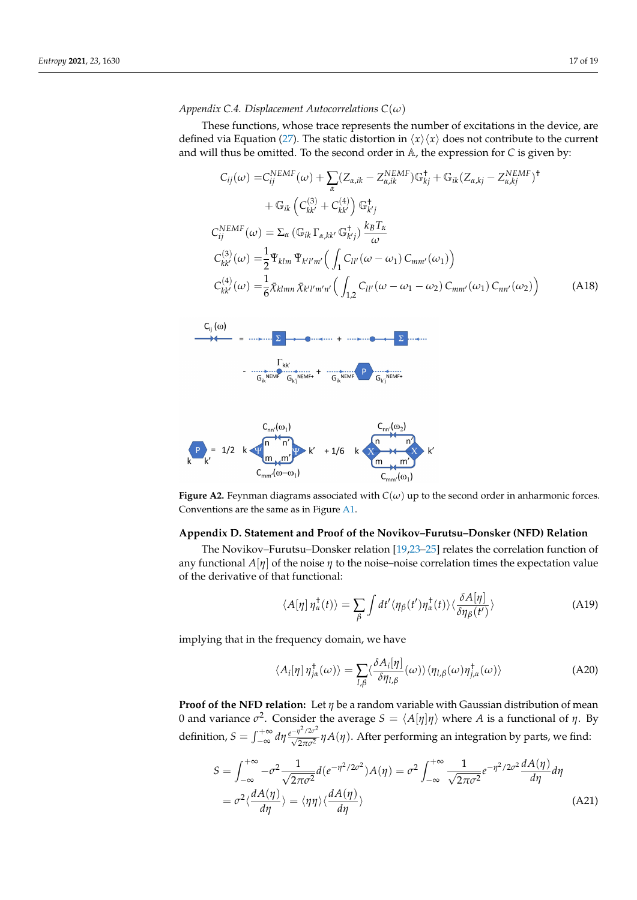### Appendix C.4. Displacement Autocorrelations $C(\omega)$

These functions, whose trace represents the number of excitations in the device, are defined via Equation (27). The static distortion in $\langle x \rangle \langle x \rangle$ does not contribute to the current and will thus be omitted. To the second order in $\mathbb{A}$, the expression for $C$ is given by:

$$
\begin{aligned}
C_{ij}(\omega) =& C_{ij}^{NEMF}(\omega) + \sum_\alpha (Z_{\alpha,ik} - Z_{\alpha,ik}^{NEMF})\mathbb{G}_{kj}^\dagger + \mathbb{G}_{ik}(Z_{\alpha,kj} - Z_{\alpha,kj}^{NEMF})^\dagger \\
&+ \mathbb{G}_{ik}\left(C_{kk'}^{(3)} + C_{kk'}^{(4)}\right)\mathbb{G}_{k'j}^\dagger \\
C_{ij}^{NEMF}(\omega) =& \Sigma_\alpha \left(\mathbb{G}_{ik}\,\Gamma_{\alpha,kk'}\,\mathbb{G}_{k'j}^\dagger\right)\frac{k_B T_\alpha}{\omega} \\
C_{kk'}^{(3)}(\omega) =& \frac{1}{2}\Psi_{klm}\,\Psi_{k'l'm'}\Big(\int_1 C_{ll'}(\omega-\omega_1)\,C_{mm'}(\omega_1)\Big) \\
C_{kk'}^{(4)}(\omega) =& \frac{1}{6}\bar{\chi}_{klmn}\,\bar{\chi}_{k'l'm'n'}\Big(\int_{1,2} C_{ll'}(\omega-\omega_1-\omega_2)\,C_{mm'}(\omega_1)\,C_{nn'}(\omega_2)\Big)
\end{aligned}
\tag{A18}
$$

**Figure A2.** Feynman diagrams associated with $C(\omega)$ up to the second order in anharmonic forces. Conventions are the same as in Figure A1.

## Appendix D. Statement and Proof of the Novikov–Furutsu–Donsker (NFD) Relation

The Novikov–Furutsu–Donsker relation [19,23–25] relates the correlation function of any functional $A[\eta]$ of the noise $\eta$ to the noise–noise correlation times the expectation value of the derivative of that functional:

$$
\langle A[\eta]\,\eta_\alpha^\dagger(t)\rangle = \sum_\beta \int dt' \langle \eta_\beta(t')\eta_\alpha^\dagger(t)\rangle\langle \frac{\delta A[\eta]}{\delta \eta_\beta(t')}\rangle \tag{A19}
$$

implying that in the frequency domain, we have

$$
\langle A_i[\eta]\,\eta_{j\alpha}^\dagger(\omega)\rangle = \sum_{l,\beta}\langle \frac{\delta A_i[\eta]}{\delta \eta_{l,\beta}}(\omega)\rangle\langle \eta_{l,\beta}(\omega)\eta_{j,\alpha}^\dagger(\omega)\rangle \tag{A20}
$$

**Proof of the NFD relation:** Let $\eta$ be a random variable with Gaussian distribution of mean 0 and variance $\sigma^2$. Consider the average $S = \langle A[\eta]\eta\rangle$ where $A$ is a functional of $\eta$. By definition, $S = \int_{-\infty}^{+\infty} d\eta \frac{e^{-\eta^2/2\sigma^2}}{\sqrt{2\pi\sigma^2}}\eta A(\eta)$. After performing an integration by parts, we find:

$$
\begin{aligned}
S &= \int_{-\infty}^{+\infty} -\sigma^2 \frac{1}{\sqrt{2\pi\sigma^2}} d(e^{-\eta^2/2\sigma^2})A(\eta) = \sigma^2 \int_{-\infty}^{+\infty} \frac{1}{\sqrt{2\pi\sigma^2}} e^{-\eta^2/2\sigma^2}\frac{dA(\eta)}{d\eta}d\eta \\
&= \sigma^2\langle \frac{dA(\eta)}{d\eta}\rangle = \langle \eta\eta\rangle\langle \frac{dA(\eta)}{d\eta}\rangle
\end{aligned}
\tag{A21}
$$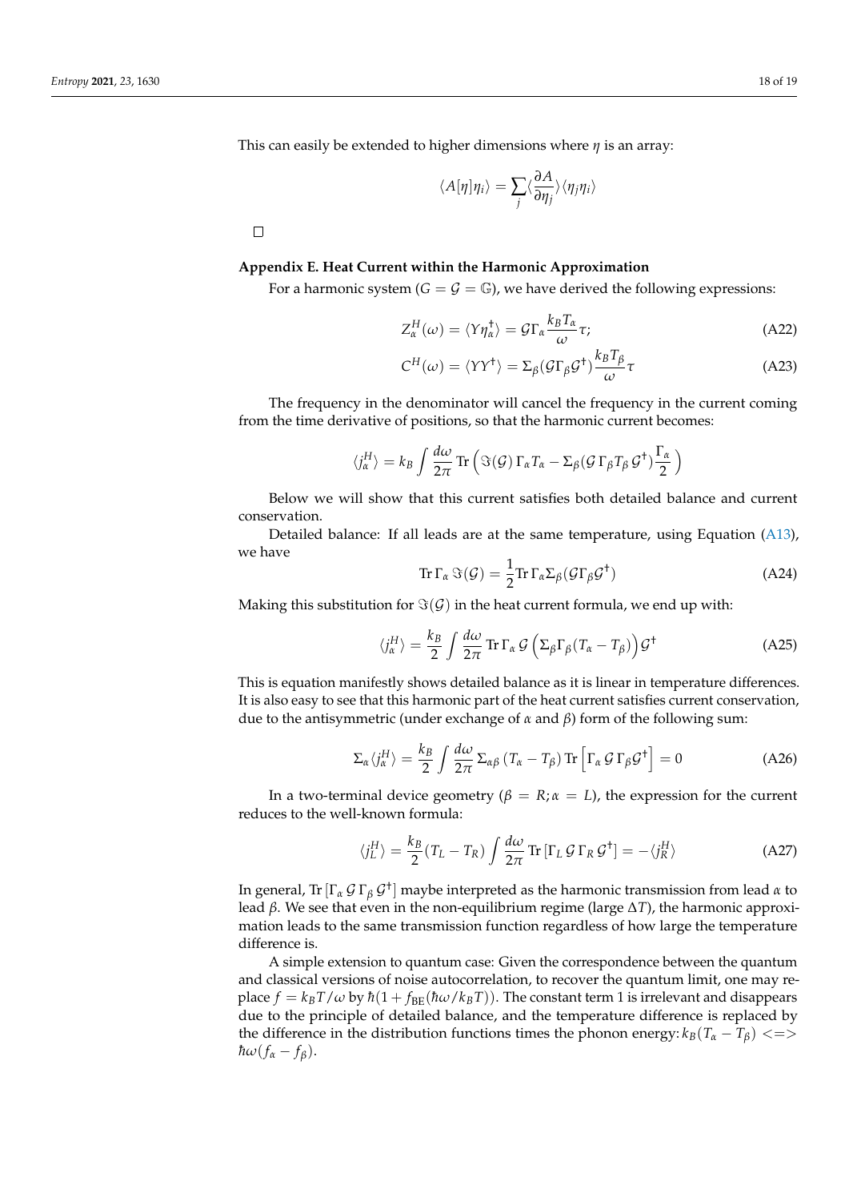This can easily be extended to higher dimensions where $\eta$ is an array:

$$\langle A[\eta]\eta_i\rangle = \sum_j \langle \frac{\partial A}{\partial \eta_j}\rangle \langle \eta_j \eta_i\rangle$$

□

**Appendix E. Heat Current within the Harmonic Approximation**

For a harmonic system ($G = \mathcal{G} = \mathbb{G}$), we have derived the following expressions:

$$Z_\alpha^H(\omega) = \langle Y\eta_\alpha^\dagger\rangle = \mathcal{G}\Gamma_\alpha \frac{k_B T_\alpha}{\omega}\tau; \tag{A22}$$

$$C^H(\omega) = \langle YY^\dagger\rangle = \Sigma_\beta(\mathcal{G}\Gamma_\beta\mathcal{G}^\dagger)\frac{k_B T_\beta}{\omega}\tau \tag{A23}$$

The frequency in the denominator will cancel the frequency in the current coming from the time derivative of positions, so that the harmonic current becomes:

$$\langle j_\alpha^H\rangle = k_B \int \frac{d\omega}{2\pi}\,\mathrm{Tr}\left(\Im(\mathcal{G})\,\Gamma_\alpha T_\alpha - \Sigma_\beta(\mathcal{G}\,\Gamma_\beta T_\beta\,\mathcal{G}^\dagger)\frac{\Gamma_\alpha}{2}\right)$$

Below we will show that this current satisfies both detailed balance and current conservation.

Detailed balance: If all leads are at the same temperature, using Equation (A13), we have

$$\mathrm{Tr}\,\Gamma_\alpha\,\Im(\mathcal{G}) = \frac{1}{2}\mathrm{Tr}\,\Gamma_\alpha\Sigma_\beta(\mathcal{G}\Gamma_\beta\mathcal{G}^\dagger) \tag{A24}$$

Making this substitution for $\Im(\mathcal{G})$ in the heat current formula, we end up with:

$$\langle j_\alpha^H\rangle = \frac{k_B}{2}\int \frac{d\omega}{2\pi}\,\mathrm{Tr}\,\Gamma_\alpha\,\mathcal{G}\left(\Sigma_\beta\Gamma_\beta(T_\alpha - T_\beta)\right)\mathcal{G}^\dagger \tag{A25}$$

This is equation manifestly shows detailed balance as it is linear in temperature differences. It is also easy to see that this harmonic part of the heat current satisfies current conservation, due to the antisymmetric (under exchange of $\alpha$ and $\beta$) form of the following sum:

$$\Sigma_\alpha\langle j_\alpha^H\rangle = \frac{k_B}{2}\int \frac{d\omega}{2\pi}\,\Sigma_{\alpha\beta}\,(T_\alpha - T_\beta)\,\mathrm{Tr}\left[\Gamma_\alpha\,\mathcal{G}\,\Gamma_\beta\mathcal{G}^\dagger\right] = 0 \tag{A26}$$

In a two-terminal device geometry ($\beta = R; \alpha = L$), the expression for the current reduces to the well-known formula:

$$\langle j_L^H\rangle = \frac{k_B}{2}(T_L - T_R)\int \frac{d\omega}{2\pi}\,\mathrm{Tr}\left[\Gamma_L\,\mathcal{G}\,\Gamma_R\,\mathcal{G}^\dagger\right] = -\langle j_R^H\rangle \tag{A27}$$

In general, $\mathrm{Tr}\left[\Gamma_\alpha\,\mathcal{G}\,\Gamma_\beta\,\mathcal{G}^\dagger\right]$ maybe interpreted as the harmonic transmission from lead $\alpha$ to lead $\beta$. We see that even in the non-equilibrium regime (large $\Delta T$), the harmonic approximation leads to the same transmission function regardless of how large the temperature difference is.

A simple extension to quantum case: Given the correspondence between the quantum and classical versions of noise autocorrelation, to recover the quantum limit, one may replace $f = k_B T/\omega$ by $\hbar(1 + f_{\mathrm{BE}}(\hbar\omega/k_B T))$. The constant term 1 is irrelevant and disappears due to the principle of detailed balance, and the temperature difference is replaced by the difference in the distribution functions times the phonon energy: $k_B(T_\alpha - T_\beta) <=> \hbar\omega(f_\alpha - f_\beta)$.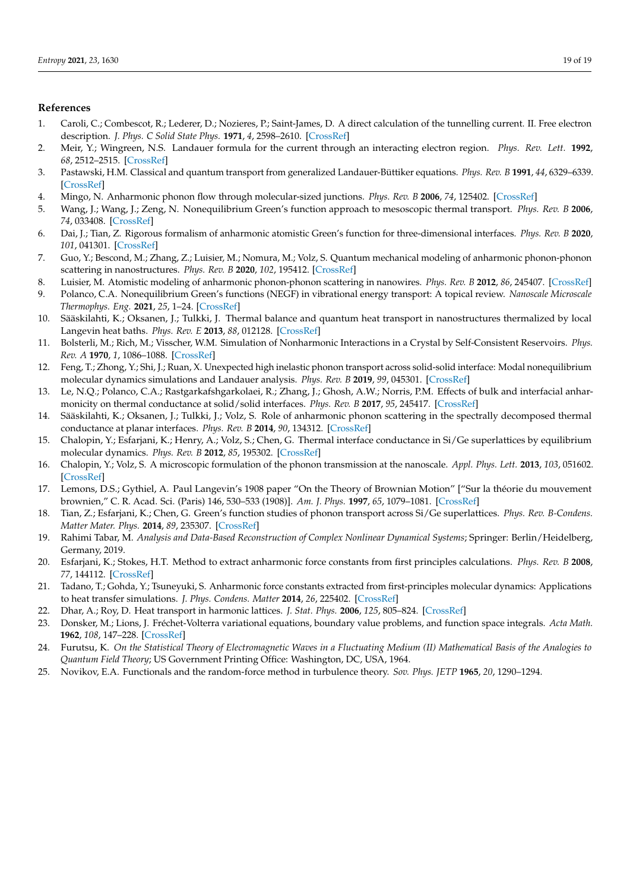## References

1. Caroli, C.; Combescot, R.; Lederer, D.; Nozieres, P.; Saint-James, D. A direct calculation of the tunnelling current. II. Free electron description. *J. Phys. C Solid State Phys.* **1971**, *4*, 2598–2610. [CrossRef]
2. Meir, Y.; Wingreen, N.S. Landauer formula for the current through an interacting electron region. *Phys. Rev. Lett.* **1992**, *68*, 2512–2515. [CrossRef]
3. Pastawski, H.M. Classical and quantum transport from generalized Landauer-Büttiker equations. *Phys. Rev. B* **1991**, *44*, 6329–6339. [CrossRef]
4. Mingo, N. Anharmonic phonon flow through molecular-sized junctions. *Phys. Rev. B* **2006**, *74*, 125402. [CrossRef]
5. Wang, J.; Wang, J.; Zeng, N. Nonequilibrium Green's function approach to mesoscopic thermal transport. *Phys. Rev. B* **2006**, *74*, 033408. [CrossRef]
6. Dai, J.; Tian, Z. Rigorous formalism of anharmonic atomistic Green's function for three-dimensional interfaces. *Phys. Rev. B* **2020**, *101*, 041301. [CrossRef]
7. Guo, Y.; Bescond, M.; Zhang, Z.; Luisier, M.; Nomura, M.; Volz, S. Quantum mechanical modeling of anharmonic phonon-phonon scattering in nanostructures. *Phys. Rev. B* **2020**, *102*, 195412. [CrossRef]
8. Luisier, M. Atomistic modeling of anharmonic phonon-phonon scattering in nanowires. *Phys. Rev. B* **2012**, *86*, 245407. [CrossRef]
9. Polanco, C.A. Nonequilibrium Green's functions (NEGF) in vibrational energy transport: A topical review. *Nanoscale Microscale Thermophys. Eng.* **2021**, *25*, 1–24. [CrossRef]
10. Sääskilahti, K.; Oksanen, J.; Tulkki, J. Thermal balance and quantum heat transport in nanostructures thermalized by local Langevin heat baths. *Phys. Rev. E* **2013**, *88*, 012128. [CrossRef]
11. Bolsterli, M.; Rich, M.; Visscher, W.M. Simulation of Nonharmonic Interactions in a Crystal by Self-Consistent Reservoirs. *Phys. Rev. A* **1970**, *1*, 1086–1088. [CrossRef]
12. Feng, T.; Zhong, Y.; Shi, J.; Ruan, X. Unexpected high inelastic phonon transport across solid-solid interface: Modal nonequilibrium molecular dynamics simulations and Landauer analysis. *Phys. Rev. B* **2019**, *99*, 045301. [CrossRef]
13. Le, N.Q.; Polanco, C.A.; Rastgarkafshgarkolaei, R.; Zhang, J.; Ghosh, A.W.; Norris, P.M. Effects of bulk and interfacial anharmonicity on thermal conductance at solid/solid interfaces. *Phys. Rev. B* **2017**, *95*, 245417. [CrossRef]
14. Sääskilahti, K.; Oksanen, J.; Tulkki, J.; Volz, S. Role of anharmonic phonon scattering in the spectrally decomposed thermal conductance at planar interfaces. *Phys. Rev. B* **2014**, *90*, 134312. [CrossRef]
15. Chalopin, Y.; Esfarjani, K.; Henry, A.; Volz, S.; Chen, G. Thermal interface conductance in Si/Ge superlattices by equilibrium molecular dynamics. *Phys. Rev. B* **2012**, *85*, 195302. [CrossRef]
16. Chalopin, Y.; Volz, S. A microscopic formulation of the phonon transmission at the nanoscale. *Appl. Phys. Lett.* **2013**, *103*, 051602. [CrossRef]
17. Lemons, D.S.; Gythiel, A. Paul Langevin's 1908 paper "On the Theory of Brownian Motion" ["Sur la théorie du mouvement brownien," C. R. Acad. Sci. (Paris) 146, 530–533 (1908)]. *Am. J. Phys.* **1997**, *65*, 1079–1081. [CrossRef]
18. Tian, Z.; Esfarjani, K.; Chen, G. Green's function studies of phonon transport across Si/Ge superlattices. *Phys. Rev. B-Condens. Matter Mater. Phys.* **2014**, *89*, 235307. [CrossRef]
19. Rahimi Tabar, M. *Analysis and Data-Based Reconstruction of Complex Nonlinear Dynamical Systems*; Springer: Berlin/Heidelberg, Germany, 2019.
20. Esfarjani, K.; Stokes, H.T. Method to extract anharmonic force constants from first principles calculations. *Phys. Rev. B* **2008**, *77*, 144112. [CrossRef]
21. Tadano, T.; Gohda, Y.; Tsuneyuki, S. Anharmonic force constants extracted from first-principles molecular dynamics: Applications to heat transfer simulations. *J. Phys. Condens. Matter* **2014**, *26*, 225402. [CrossRef]
22. Dhar, A.; Roy, D. Heat transport in harmonic lattices. *J. Stat. Phys.* **2006**, *125*, 805–824. [CrossRef]
23. Donsker, M.; Lions, J. Fréchet-Volterra variational equations, boundary value problems, and function space integrals. *Acta Math.* **1962**, *108*, 147–228. [CrossRef]
24. Furutsu, K. *On the Statistical Theory of Electromagnetic Waves in a Fluctuating Medium (II) Mathematical Basis of the Analogies to Quantum Field Theory*; US Government Printing Office: Washington, DC, USA, 1964.
25. Novikov, E.A. Functionals and the random-force method in turbulence theory. *Sov. Phys. JETP* **1965**, *20*, 1290–1294.